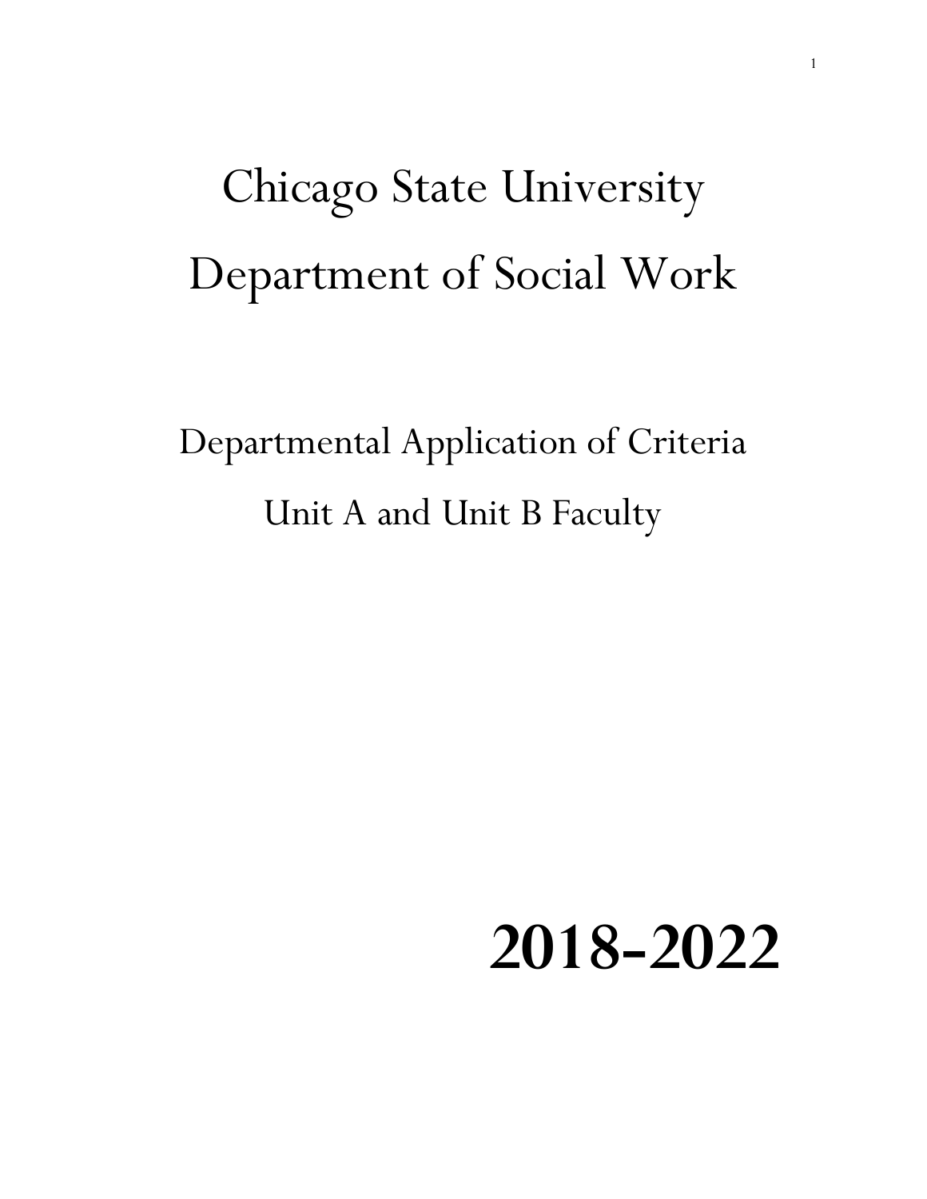# Chicago State University

# Department of Social Work

## Departmental Application of Criteria

## Unit A and Unit B Faculty

# **2018-2022**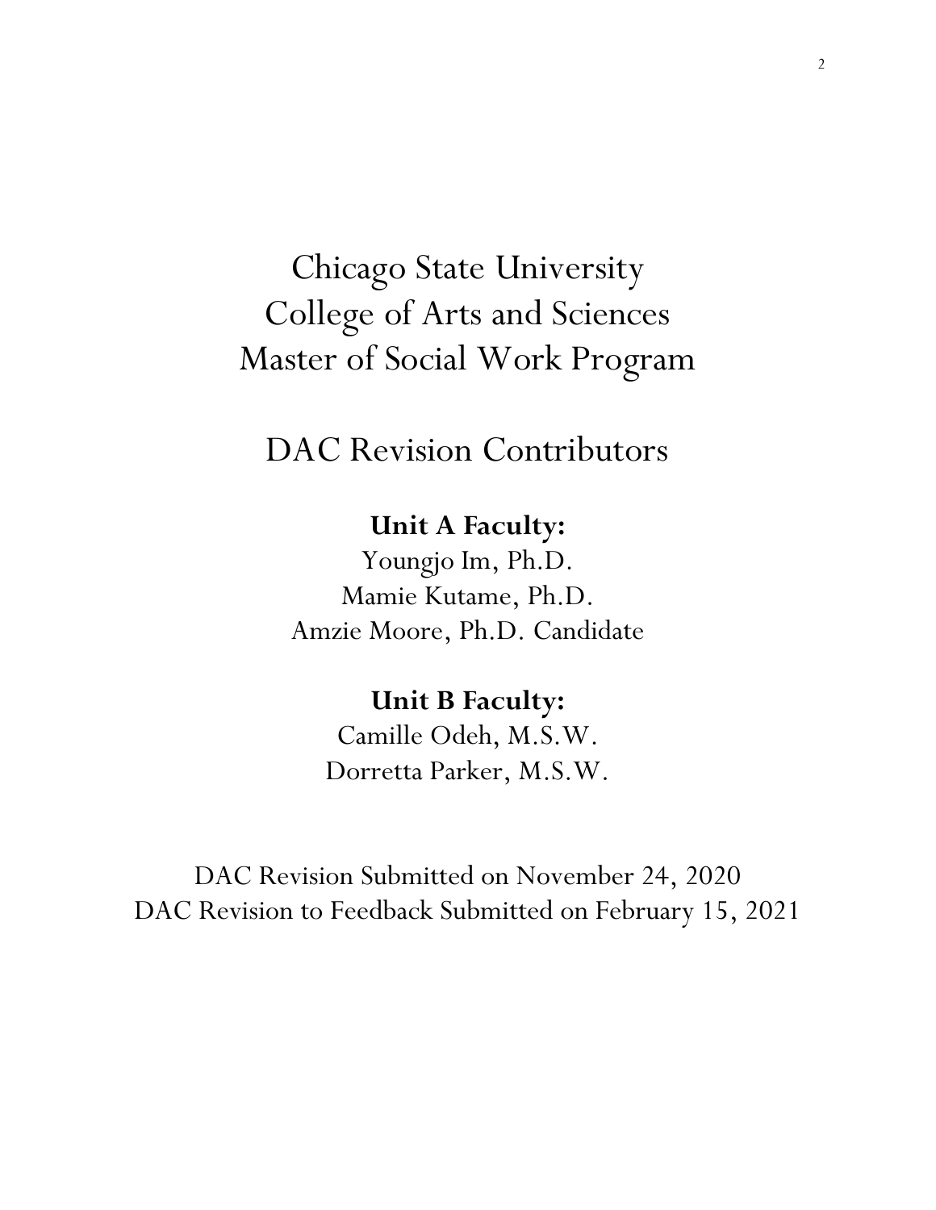# Chicago State University
# College of Arts and Sciences
# Master of Social Work Program

## DAC Revision Contributors

**Unit A Faculty:**

Youngjo Im, Ph.D.
Mamie Kutame, Ph.D.
Amzie Moore, Ph.D. Candidate

**Unit B Faculty:**

Camille Odeh, M.S.W.
Dorretta Parker, M.S.W.

DAC Revision Submitted on November 24, 2020
DAC Revision to Feedback Submitted on February 15, 2021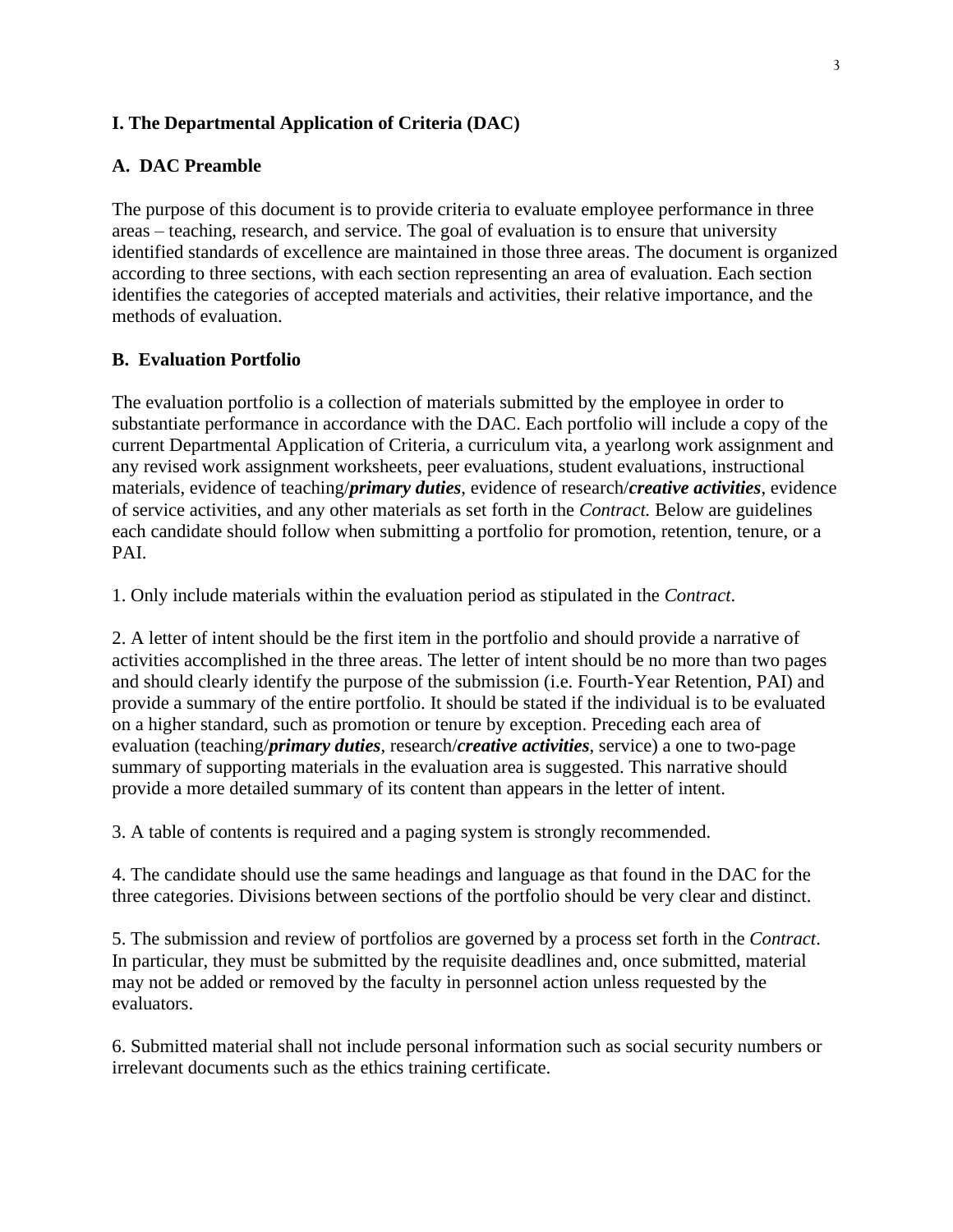# I. The Departmental Application of Criteria (DAC)

## A. DAC Preamble

The purpose of this document is to provide criteria to evaluate employee performance in three areas – teaching, research, and service. The goal of evaluation is to ensure that university identified standards of excellence are maintained in those three areas. The document is organized according to three sections, with each section representing an area of evaluation. Each section identifies the categories of accepted materials and activities, their relative importance, and the methods of evaluation.

## B. Evaluation Portfolio

The evaluation portfolio is a collection of materials submitted by the employee in order to substantiate performance in accordance with the DAC. Each portfolio will include a copy of the current Departmental Application of Criteria, a curriculum vita, a yearlong work assignment and any revised work assignment worksheets, peer evaluations, student evaluations, instructional materials, evidence of teaching/***primary duties***, evidence of research/***creative activities***, evidence of service activities, and any other materials as set forth in the *Contract.* Below are guidelines each candidate should follow when submitting a portfolio for promotion, retention, tenure, or a PAI.

1. Only include materials within the evaluation period as stipulated in the *Contract*.

2. A letter of intent should be the first item in the portfolio and should provide a narrative of activities accomplished in the three areas. The letter of intent should be no more than two pages and should clearly identify the purpose of the submission (i.e. Fourth-Year Retention, PAI) and provide a summary of the entire portfolio. It should be stated if the individual is to be evaluated on a higher standard, such as promotion or tenure by exception. Preceding each area of evaluation (teaching/***primary duties***, research/***creative activities***, service) a one to two-page summary of supporting materials in the evaluation area is suggested. This narrative should provide a more detailed summary of its content than appears in the letter of intent.

3. A table of contents is required and a paging system is strongly recommended.

4. The candidate should use the same headings and language as that found in the DAC for the three categories. Divisions between sections of the portfolio should be very clear and distinct.

5. The submission and review of portfolios are governed by a process set forth in the *Contract*. In particular, they must be submitted by the requisite deadlines and, once submitted, material may not be added or removed by the faculty in personnel action unless requested by the evaluators.

6. Submitted material shall not include personal information such as social security numbers or irrelevant documents such as the ethics training certificate.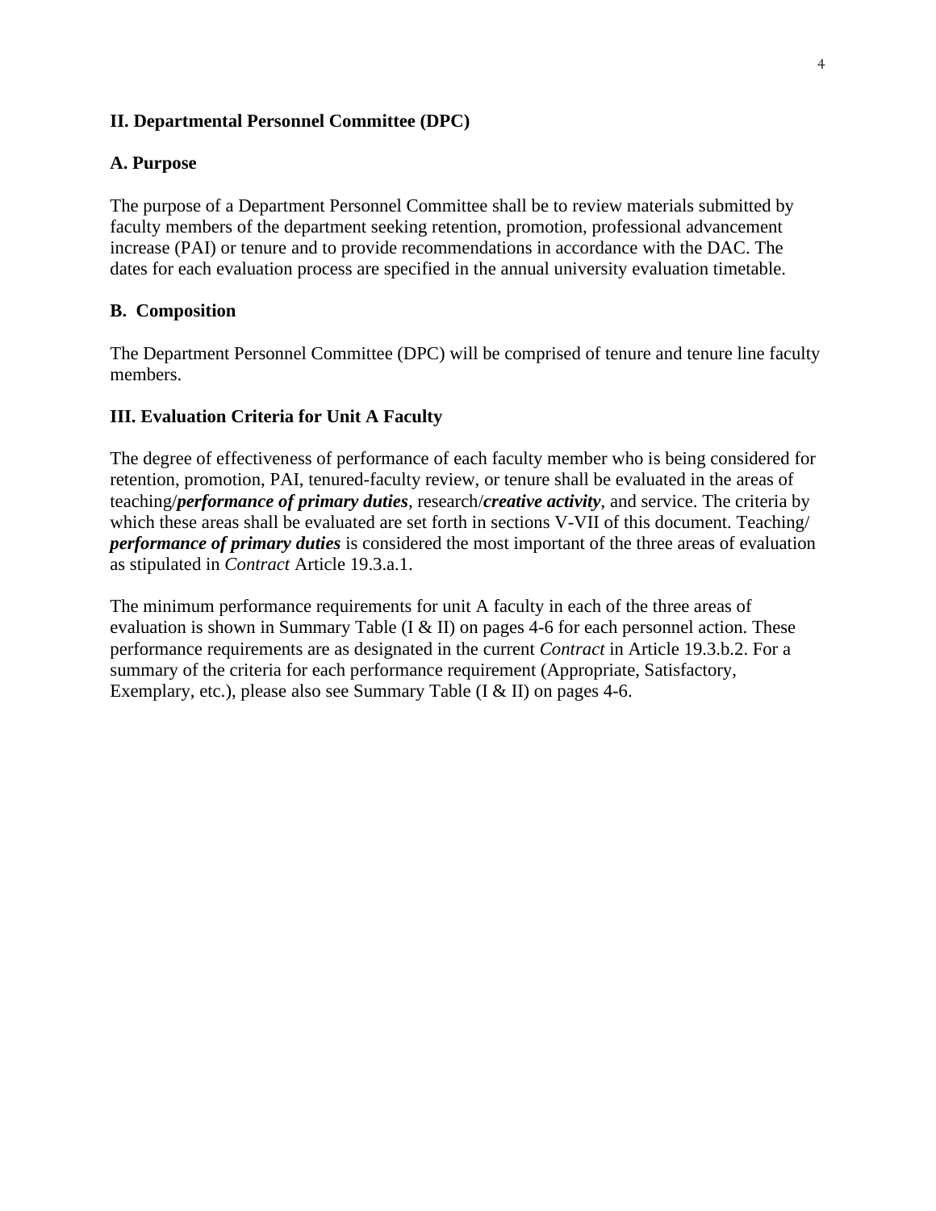## II. Departmental Personnel Committee (DPC)

### A. Purpose

The purpose of a Department Personnel Committee shall be to review materials submitted by faculty members of the department seeking retention, promotion, professional advancement increase (PAI) or tenure and to provide recommendations in accordance with the DAC. The dates for each evaluation process are specified in the annual university evaluation timetable.

### B. Composition

The Department Personnel Committee (DPC) will be comprised of tenure and tenure line faculty members.

## III. Evaluation Criteria for Unit A Faculty

The degree of effectiveness of performance of each faculty member who is being considered for retention, promotion, PAI, tenured-faculty review, or tenure shall be evaluated in the areas of teaching/***performance of primary duties***, research/***creative activity***, and service. The criteria by which these areas shall be evaluated are set forth in sections V-VII of this document. Teaching/***performance of primary duties*** is considered the most important of the three areas of evaluation as stipulated in *Contract* Article 19.3.a.1.

The minimum performance requirements for unit A faculty in each of the three areas of evaluation is shown in Summary Table (I & II) on pages 4-6 for each personnel action. These performance requirements are as designated in the current *Contract* in Article 19.3.b.2. For a summary of the criteria for each performance requirement (Appropriate, Satisfactory, Exemplary, etc.), please also see Summary Table (I & II) on pages 4-6.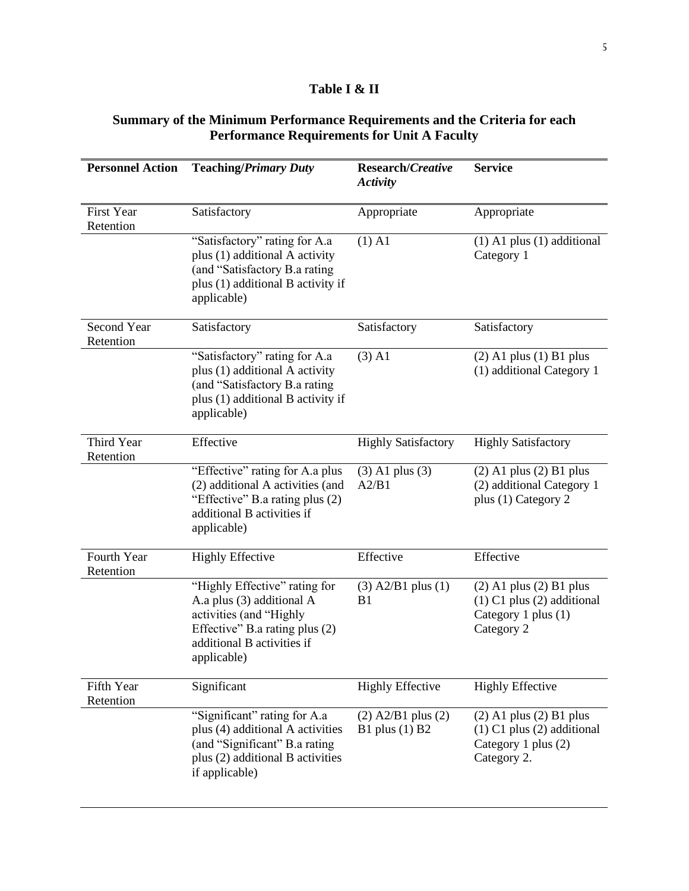### Table I & II

### Summary of the Minimum Performance Requirements and the Criteria for each Performance Requirements for Unit A Faculty

| Personnel Action | Teaching/*Primary Duty* | Research/*Creative Activity* | Service |
|---|---|---|---|
| First Year Retention | Satisfactory | Appropriate | Appropriate |
| | "Satisfactory" rating for A.a plus (1) additional A activity (and "Satisfactory B.a rating plus (1) additional B activity if applicable) | (1) A1 | (1) A1 plus (1) additional Category 1 |
| Second Year Retention | Satisfactory | Satisfactory | Satisfactory |
| | "Satisfactory" rating for A.a plus (1) additional A activity (and "Satisfactory B.a rating plus (1) additional B activity if applicable) | (3) A1 | (2) A1 plus (1) B1 plus (1) additional Category 1 |
| Third Year Retention | Effective | Highly Satisfactory | Highly Satisfactory |
| | "Effective" rating for A.a plus (2) additional A activities (and "Effective" B.a rating plus (2) additional B activities if applicable) | (3) A1 plus (3) A2/B1 | (2) A1 plus (2) B1 plus (2) additional Category 1 plus (1) Category 2 |
| Fourth Year Retention | Highly Effective | Effective | Effective |
| | "Highly Effective" rating for A.a plus (3) additional A activities (and "Highly Effective" B.a rating plus (2) additional B activities if applicable) | (3) A2/B1 plus (1) B1 | (2) A1 plus (2) B1 plus (1) C1 plus (2) additional Category 1 plus (1) Category 2 |
| Fifth Year Retention | Significant | Highly Effective | Highly Effective |
| | "Significant" rating for A.a plus (4) additional A activities (and "Significant" B.a rating plus (2) additional B activities if applicable) | (2) A2/B1 plus (2) B1 plus (1) B2 | (2) A1 plus (2) B1 plus (1) C1 plus (2) additional Category 1 plus (2) Category 2. |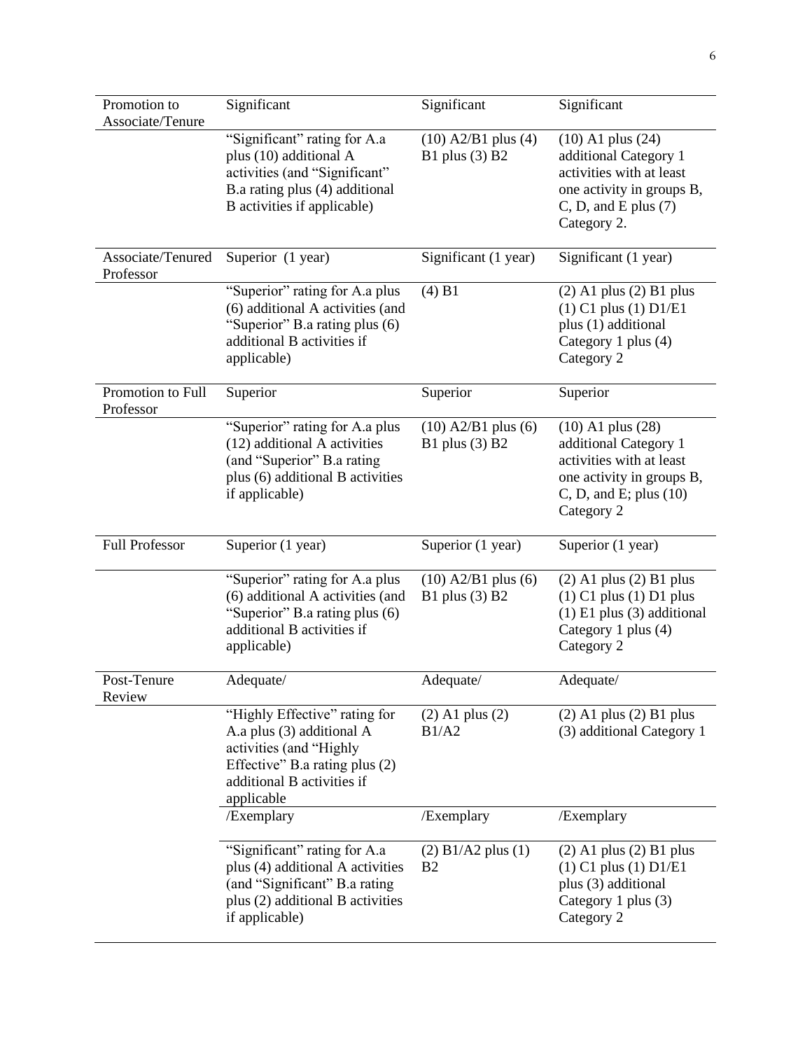| | | | |
|---|---|---|---|
| Promotion to Associate/Tenure | Significant | Significant | Significant |
| | "Significant" rating for A.a plus (10) additional A activities (and "Significant" B.a rating plus (4) additional B activities if applicable) | (10) A2/B1 plus (4) B1 plus (3) B2 | (10) A1 plus (24) additional Category 1 activities with at least one activity in groups B, C, D, and E plus (7) Category 2. |
| Associate/Tenured Professor | Superior (1 year) | Significant (1 year) | Significant (1 year) |
| | "Superior" rating for A.a plus (6) additional A activities (and "Superior" B.a rating plus (6) additional B activities if applicable) | (4) B1 | (2) A1 plus (2) B1 plus (1) C1 plus (1) D1/E1 plus (1) additional Category 1 plus (4) Category 2 |
| Promotion to Full Professor | Superior | Superior | Superior |
| | "Superior" rating for A.a plus (12) additional A activities (and "Superior" B.a rating plus (6) additional B activities if applicable) | (10) A2/B1 plus (6) B1 plus (3) B2 | (10) A1 plus (28) additional Category 1 activities with at least one activity in groups B, C, D, and E; plus (10) Category 2 |
| Full Professor | Superior (1 year) | Superior (1 year) | Superior (1 year) |
| | "Superior" rating for A.a plus (6) additional A activities (and "Superior" B.a rating plus (6) additional B activities if applicable) | (10) A2/B1 plus (6) B1 plus (3) B2 | (2) A1 plus (2) B1 plus (1) C1 plus (1) D1 plus (1) E1 plus (3) additional Category 1 plus (4) Category 2 |
| Post-Tenure Review | Adequate/ | Adequate/ | Adequate/ |
| | "Highly Effective" rating for A.a plus (3) additional A activities (and "Highly Effective" B.a rating plus (2) additional B activities if applicable | (2) A1 plus (2) B1/A2 | (2) A1 plus (2) B1 plus (3) additional Category 1 |
| | /Exemplary | /Exemplary | /Exemplary |
| | "Significant" rating for A.a plus (4) additional A activities (and "Significant" B.a rating plus (2) additional B activities if applicable) | (2) B1/A2 plus (1) B2 | (2) A1 plus (2) B1 plus (1) C1 plus (1) D1/E1 plus (3) additional Category 1 plus (3) Category 2 |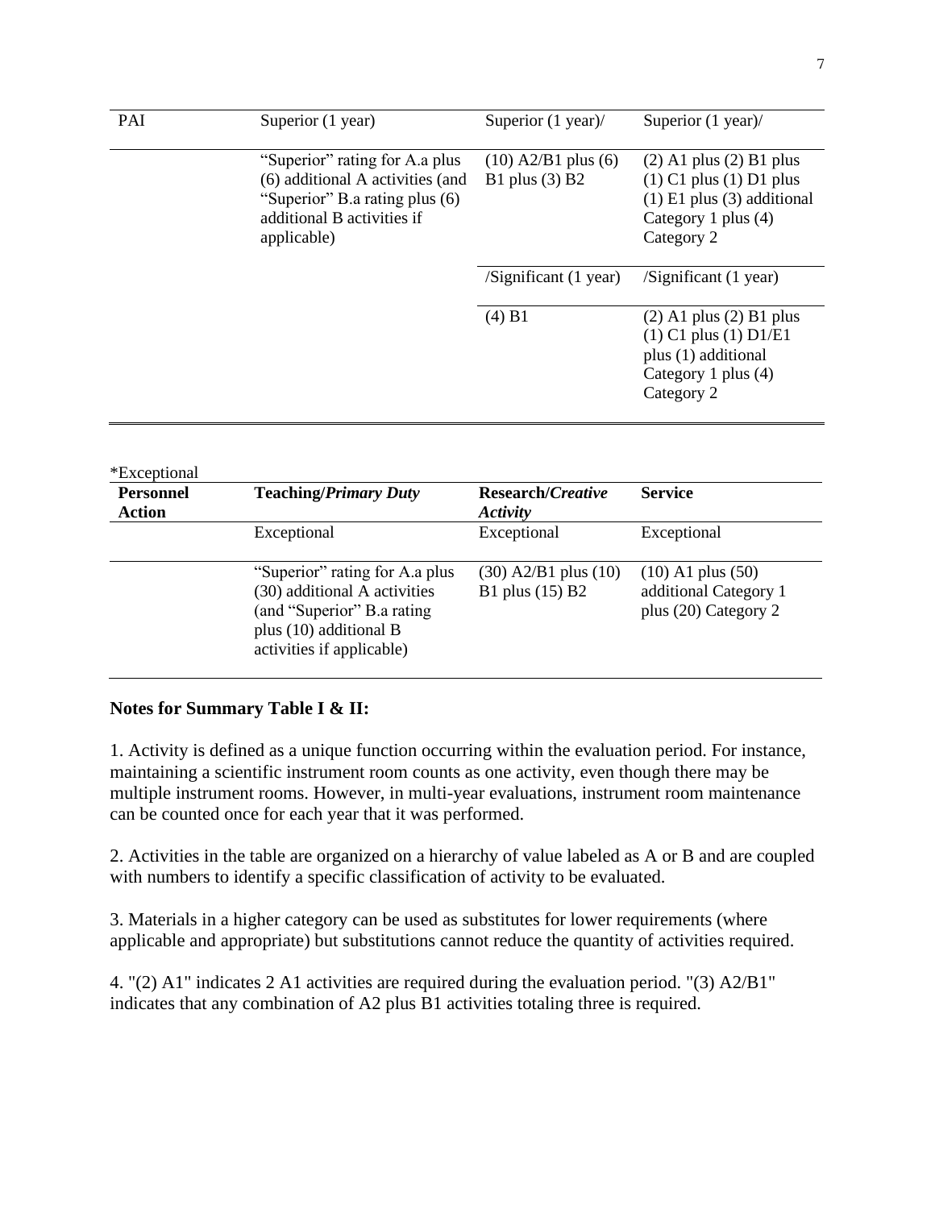| PAI | Superior (1 year) | Superior (1 year)/ | Superior (1 year)/ |
|---|---|---|---|
| | "Superior" rating for A.a plus (6) additional A activities (and "Superior" B.a rating plus (6) additional B activities if applicable) | (10) A2/B1 plus (6) B1 plus (3) B2 | (2) A1 plus (2) B1 plus (1) C1 plus (1) D1 plus (1) E1 plus (3) additional Category 1 plus (4) Category 2 |
| | | /Significant (1 year) | /Significant (1 year) |
| | | (4) B1 | (2) A1 plus (2) B1 plus (1) C1 plus (1) D1/E1 plus (1) additional Category 1 plus (4) Category 2 |

*Exceptional

| Personnel Action | Teaching/*Primary Duty* | Research/*Creative Activity* | Service |
|---|---|---|---|
| | Exceptional | Exceptional | Exceptional |
| | "Superior" rating for A.a plus (30) additional A activities (and "Superior" B.a rating plus (10) additional B activities if applicable) | (30) A2/B1 plus (10) B1 plus (15) B2 | (10) A1 plus (50) additional Category 1 plus (20) Category 2 |

**Notes for Summary Table I & II:**

1. Activity is defined as a unique function occurring within the evaluation period. For instance, maintaining a scientific instrument room counts as one activity, even though there may be multiple instrument rooms. However, in multi-year evaluations, instrument room maintenance can be counted once for each year that it was performed.

2. Activities in the table are organized on a hierarchy of value labeled as A or B and are coupled with numbers to identify a specific classification of activity to be evaluated.

3. Materials in a higher category can be used as substitutes for lower requirements (where applicable and appropriate) but substitutions cannot reduce the quantity of activities required.

4. "(2) A1" indicates 2 A1 activities are required during the evaluation period. "(3) A2/B1" indicates that any combination of A2 plus B1 activities totaling three is required.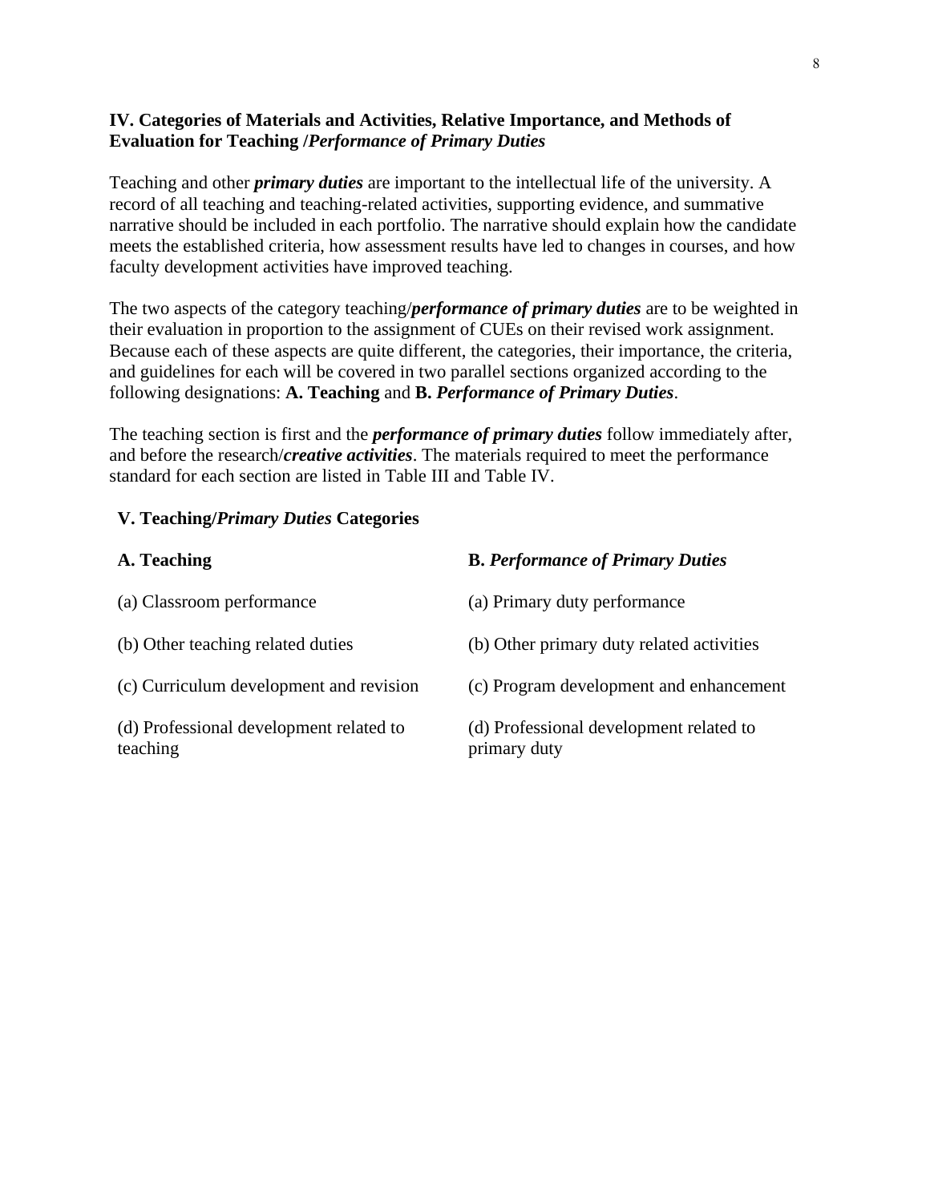### IV. Categories of Materials and Activities, Relative Importance, and Methods of Evaluation for Teaching /*Performance of Primary Duties*

Teaching and other ***primary duties*** are important to the intellectual life of the university. A record of all teaching and teaching-related activities, supporting evidence, and summative narrative should be included in each portfolio. The narrative should explain how the candidate meets the established criteria, how assessment results have led to changes in courses, and how faculty development activities have improved teaching.

The two aspects of the category teaching/***performance of primary duties*** are to be weighted in their evaluation in proportion to the assignment of CUEs on their revised work assignment. Because each of these aspects are quite different, the categories, their importance, the criteria, and guidelines for each will be covered in two parallel sections organized according to the following designations: **A. Teaching** and **B. *Performance of Primary Duties***.

The teaching section is first and the ***performance of primary duties*** follow immediately after, and before the research/***creative activities***. The materials required to meet the performance standard for each section are listed in Table III and Table IV.

### V. Teaching/*Primary Duties* Categories

| **A. Teaching** | **B. *Performance of Primary Duties*** |
|---|---|
| (a) Classroom performance | (a) Primary duty performance |
| (b) Other teaching related duties | (b) Other primary duty related activities |
| (c) Curriculum development and revision | (c) Program development and enhancement |
| (d) Professional development related to teaching | (d) Professional development related to primary duty |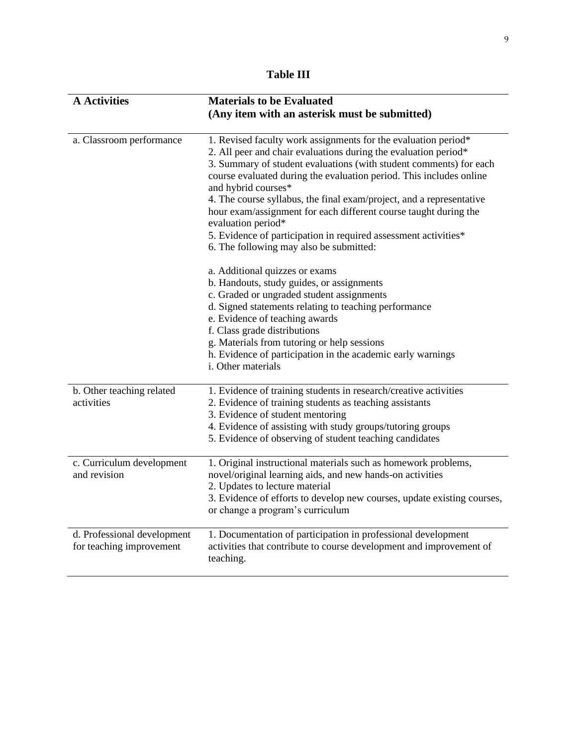**Table III**

| **A Activities** | **Materials to be Evaluated (Any item with an asterisk must be submitted)** |
|---|---|
| a. Classroom performance | 1. Revised faculty work assignments for the evaluation period*<br>2. All peer and chair evaluations during the evaluation period*<br>3. Summary of student evaluations (with student comments) for each course evaluated during the evaluation period. This includes online and hybrid courses*<br>4. The course syllabus, the final exam/project, and a representative hour exam/assignment for each different course taught during the evaluation period*<br>5. Evidence of participation in required assessment activities*<br>6. The following may also be submitted:<br><br>a. Additional quizzes or exams<br>b. Handouts, study guides, or assignments<br>c. Graded or ungraded student assignments<br>d. Signed statements relating to teaching performance<br>e. Evidence of teaching awards<br>f. Class grade distributions<br>g. Materials from tutoring or help sessions<br>h. Evidence of participation in the academic early warnings<br>i. Other materials |
| b. Other teaching related activities | 1. Evidence of training students in research/creative activities<br>2. Evidence of training students as teaching assistants<br>3. Evidence of student mentoring<br>4. Evidence of assisting with study groups/tutoring groups<br>5. Evidence of observing of student teaching candidates |
| c. Curriculum development and revision | 1. Original instructional materials such as homework problems, novel/original learning aids, and new hands-on activities<br>2. Updates to lecture material<br>3. Evidence of efforts to develop new courses, update existing courses, or change a program's curriculum |
| d. Professional development for teaching improvement | 1. Documentation of participation in professional development activities that contribute to course development and improvement of teaching. |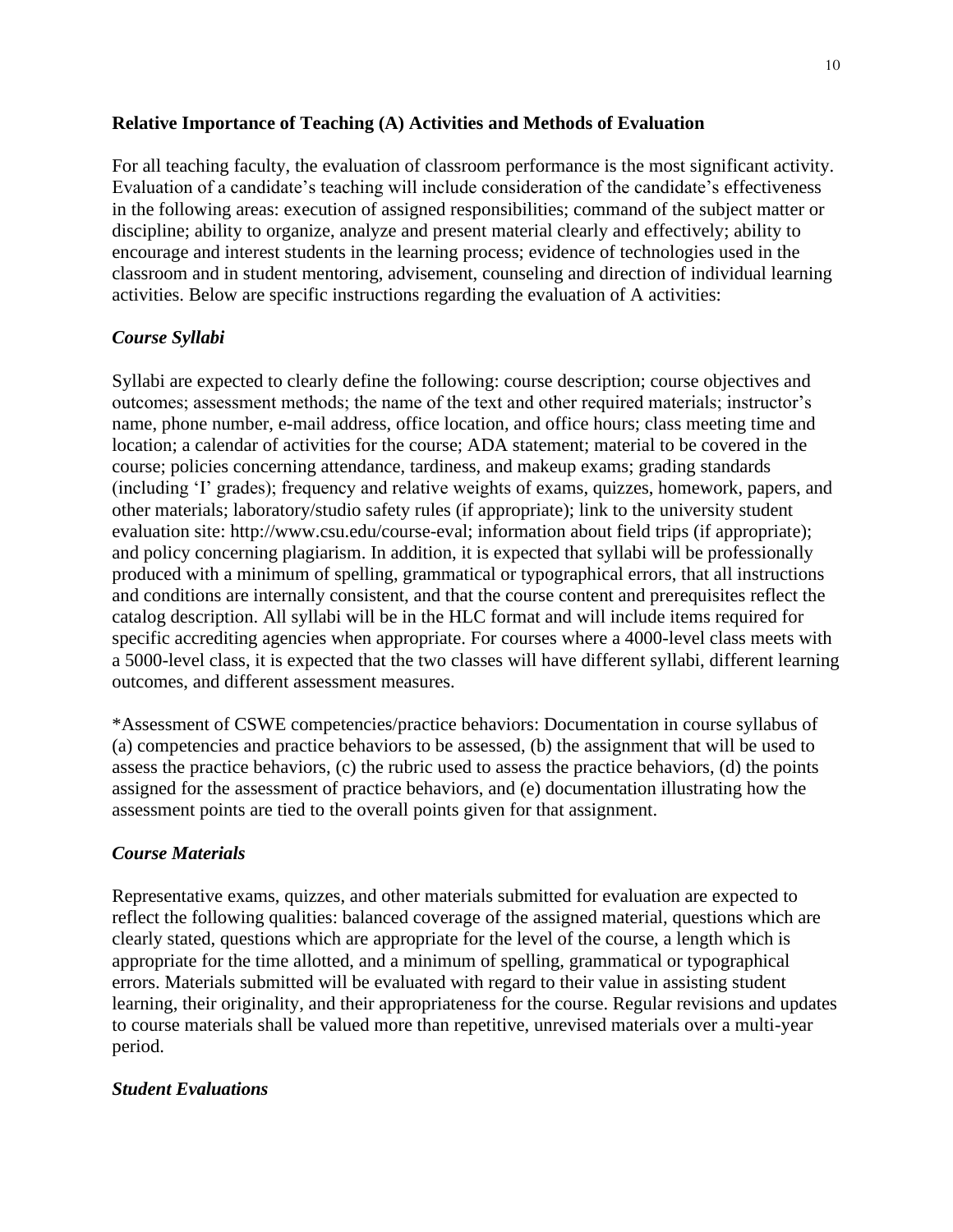**Relative Importance of Teaching (A) Activities and Methods of Evaluation**

For all teaching faculty, the evaluation of classroom performance is the most significant activity. Evaluation of a candidate's teaching will include consideration of the candidate's effectiveness in the following areas: execution of assigned responsibilities; command of the subject matter or discipline; ability to organize, analyze and present material clearly and effectively; ability to encourage and interest students in the learning process; evidence of technologies used in the classroom and in student mentoring, advisement, counseling and direction of individual learning activities. Below are specific instructions regarding the evaluation of A activities:

***Course Syllabi***

Syllabi are expected to clearly define the following: course description; course objectives and outcomes; assessment methods; the name of the text and other required materials; instructor's name, phone number, e-mail address, office location, and office hours; class meeting time and location; a calendar of activities for the course; ADA statement; material to be covered in the course; policies concerning attendance, tardiness, and makeup exams; grading standards (including 'I' grades); frequency and relative weights of exams, quizzes, homework, papers, and other materials; laboratory/studio safety rules (if appropriate); link to the university student evaluation site: http://www.csu.edu/course-eval; information about field trips (if appropriate); and policy concerning plagiarism. In addition, it is expected that syllabi will be professionally produced with a minimum of spelling, grammatical or typographical errors, that all instructions and conditions are internally consistent, and that the course content and prerequisites reflect the catalog description. All syllabi will be in the HLC format and will include items required for specific accrediting agencies when appropriate. For courses where a 4000-level class meets with a 5000-level class, it is expected that the two classes will have different syllabi, different learning outcomes, and different assessment measures.

*Assessment of CSWE competencies/practice behaviors: Documentation in course syllabus of (a) competencies and practice behaviors to be assessed, (b) the assignment that will be used to assess the practice behaviors, (c) the rubric used to assess the practice behaviors, (d) the points assigned for the assessment of practice behaviors, and (e) documentation illustrating how the assessment points are tied to the overall points given for that assignment.

***Course Materials***

Representative exams, quizzes, and other materials submitted for evaluation are expected to reflect the following qualities: balanced coverage of the assigned material, questions which are clearly stated, questions which are appropriate for the level of the course, a length which is appropriate for the time allotted, and a minimum of spelling, grammatical or typographical errors. Materials submitted will be evaluated with regard to their value in assisting student learning, their originality, and their appropriateness for the course. Regular revisions and updates to course materials shall be valued more than repetitive, unrevised materials over a multi-year period.

***Student Evaluations***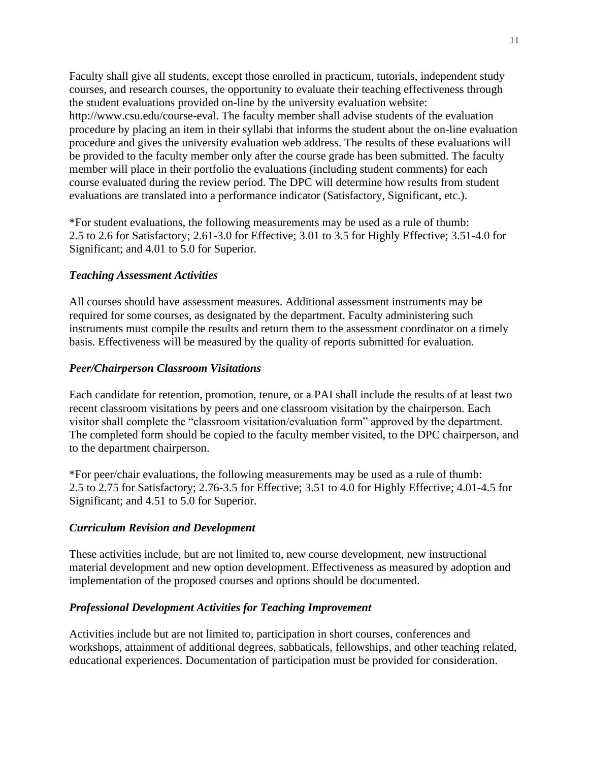Faculty shall give all students, except those enrolled in practicum, tutorials, independent study courses, and research courses, the opportunity to evaluate their teaching effectiveness through the student evaluations provided on-line by the university evaluation website: http://www.csu.edu/course-eval. The faculty member shall advise students of the evaluation procedure by placing an item in their syllabi that informs the student about the on-line evaluation procedure and gives the university evaluation web address. The results of these evaluations will be provided to the faculty member only after the course grade has been submitted. The faculty member will place in their portfolio the evaluations (including student comments) for each course evaluated during the review period. The DPC will determine how results from student evaluations are translated into a performance indicator (Satisfactory, Significant, etc.).

*For student evaluations, the following measurements may be used as a rule of thumb: 2.5 to 2.6 for Satisfactory; 2.61-3.0 for Effective; 3.01 to 3.5 for Highly Effective; 3.51-4.0 for Significant; and 4.01 to 5.0 for Superior.

### *Teaching Assessment Activities*

All courses should have assessment measures. Additional assessment instruments may be required for some courses, as designated by the department. Faculty administering such instruments must compile the results and return them to the assessment coordinator on a timely basis. Effectiveness will be measured by the quality of reports submitted for evaluation.

### *Peer/Chairperson Classroom Visitations*

Each candidate for retention, promotion, tenure, or a PAI shall include the results of at least two recent classroom visitations by peers and one classroom visitation by the chairperson. Each visitor shall complete the "classroom visitation/evaluation form" approved by the department. The completed form should be copied to the faculty member visited, to the DPC chairperson, and to the department chairperson.

*For peer/chair evaluations, the following measurements may be used as a rule of thumb: 2.5 to 2.75 for Satisfactory; 2.76-3.5 for Effective; 3.51 to 4.0 for Highly Effective; 4.01-4.5 for Significant; and 4.51 to 5.0 for Superior.

### *Curriculum Revision and Development*

These activities include, but are not limited to, new course development, new instructional material development and new option development. Effectiveness as measured by adoption and implementation of the proposed courses and options should be documented.

### *Professional Development Activities for Teaching Improvement*

Activities include but are not limited to, participation in short courses, conferences and workshops, attainment of additional degrees, sabbaticals, fellowships, and other teaching related, educational experiences. Documentation of participation must be provided for consideration.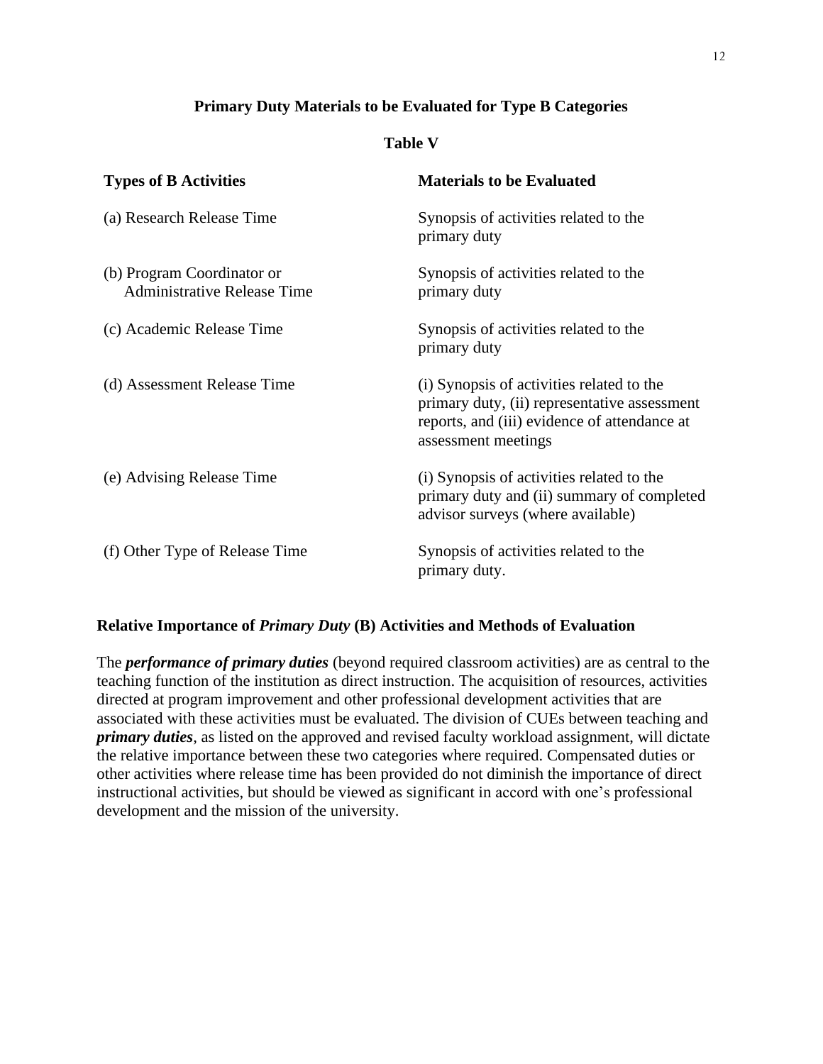**Primary Duty Materials to be Evaluated for Type B Categories**

**Table V**

| Types of B Activities | Materials to be Evaluated |
|---|---|
| (a) Research Release Time | Synopsis of activities related to the primary duty |
| (b) Program Coordinator or Administrative Release Time | Synopsis of activities related to the primary duty |
| (c) Academic Release Time | Synopsis of activities related to the primary duty |
| (d) Assessment Release Time | (i) Synopsis of activities related to the primary duty, (ii) representative assessment reports, and (iii) evidence of attendance at assessment meetings |
| (e) Advising Release Time | (i) Synopsis of activities related to the primary duty and (ii) summary of completed advisor surveys (where available) |
| (f) Other Type of Release Time | Synopsis of activities related to the primary duty. |

### Relative Importance of *Primary Duty* (B) Activities and Methods of Evaluation

The ***performance of primary duties*** (beyond required classroom activities) are as central to the teaching function of the institution as direct instruction. The acquisition of resources, activities directed at program improvement and other professional development activities that are associated with these activities must be evaluated. The division of CUEs between teaching and ***primary duties***, as listed on the approved and revised faculty workload assignment, will dictate the relative importance between these two categories where required. Compensated duties or other activities where release time has been provided do not diminish the importance of direct instructional activities, but should be viewed as significant in accord with one's professional development and the mission of the university.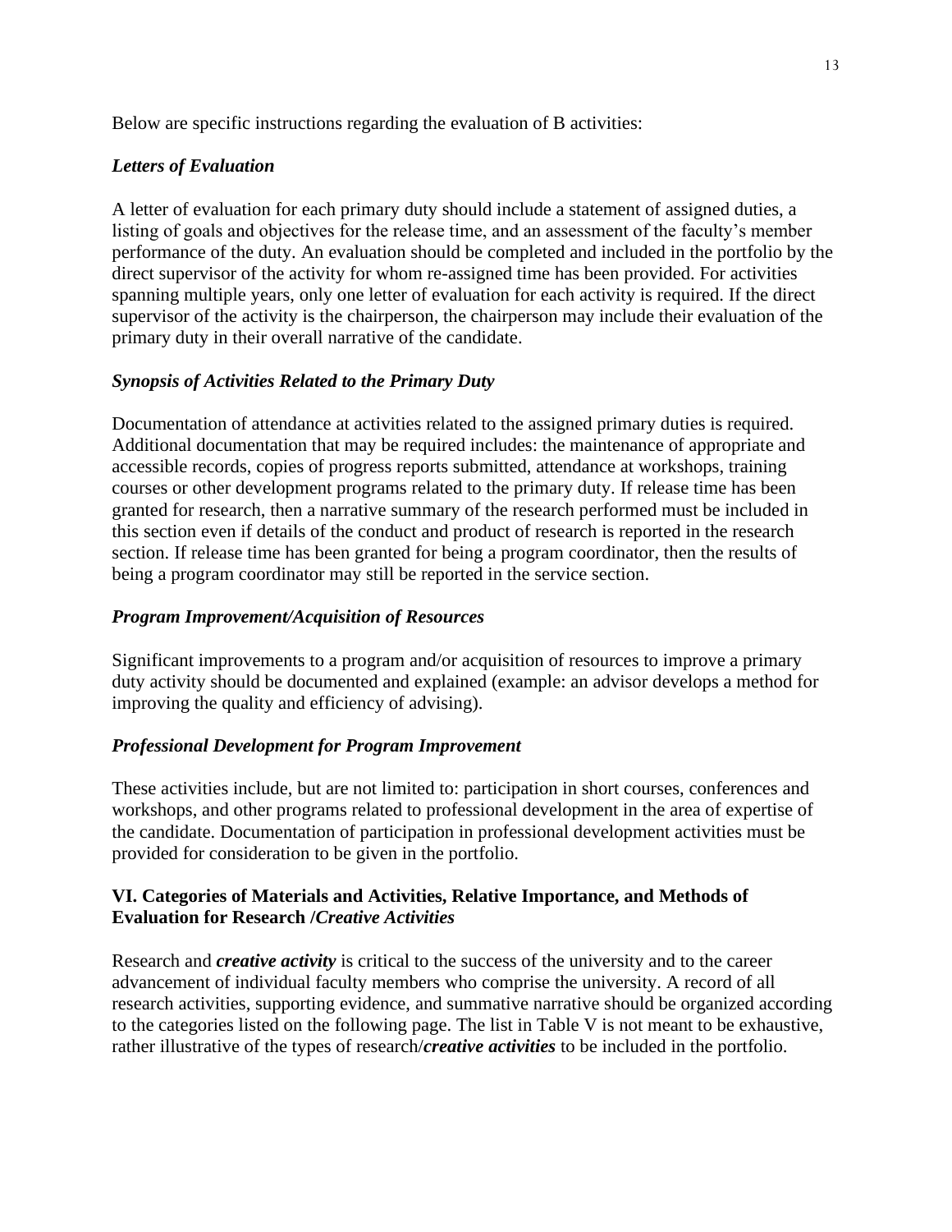Below are specific instructions regarding the evaluation of B activities:

### *Letters of Evaluation*

A letter of evaluation for each primary duty should include a statement of assigned duties, a listing of goals and objectives for the release time, and an assessment of the faculty's member performance of the duty. An evaluation should be completed and included in the portfolio by the direct supervisor of the activity for whom re-assigned time has been provided. For activities spanning multiple years, only one letter of evaluation for each activity is required. If the direct supervisor of the activity is the chairperson, the chairperson may include their evaluation of the primary duty in their overall narrative of the candidate.

### *Synopsis of Activities Related to the Primary Duty*

Documentation of attendance at activities related to the assigned primary duties is required. Additional documentation that may be required includes: the maintenance of appropriate and accessible records, copies of progress reports submitted, attendance at workshops, training courses or other development programs related to the primary duty. If release time has been granted for research, then a narrative summary of the research performed must be included in this section even if details of the conduct and product of research is reported in the research section. If release time has been granted for being a program coordinator, then the results of being a program coordinator may still be reported in the service section.

### *Program Improvement/Acquisition of Resources*

Significant improvements to a program and/or acquisition of resources to improve a primary duty activity should be documented and explained (example: an advisor develops a method for improving the quality and efficiency of advising).

### *Professional Development for Program Improvement*

These activities include, but are not limited to: participation in short courses, conferences and workshops, and other programs related to professional development in the area of expertise of the candidate. Documentation of participation in professional development activities must be provided for consideration to be given in the portfolio.

## VI. Categories of Materials and Activities, Relative Importance, and Methods of Evaluation for Research /*Creative Activities*

Research and ***creative activity*** is critical to the success of the university and to the career advancement of individual faculty members who comprise the university. A record of all research activities, supporting evidence, and summative narrative should be organized according to the categories listed on the following page. The list in Table V is not meant to be exhaustive, rather illustrative of the types of research/***creative activities*** to be included in the portfolio.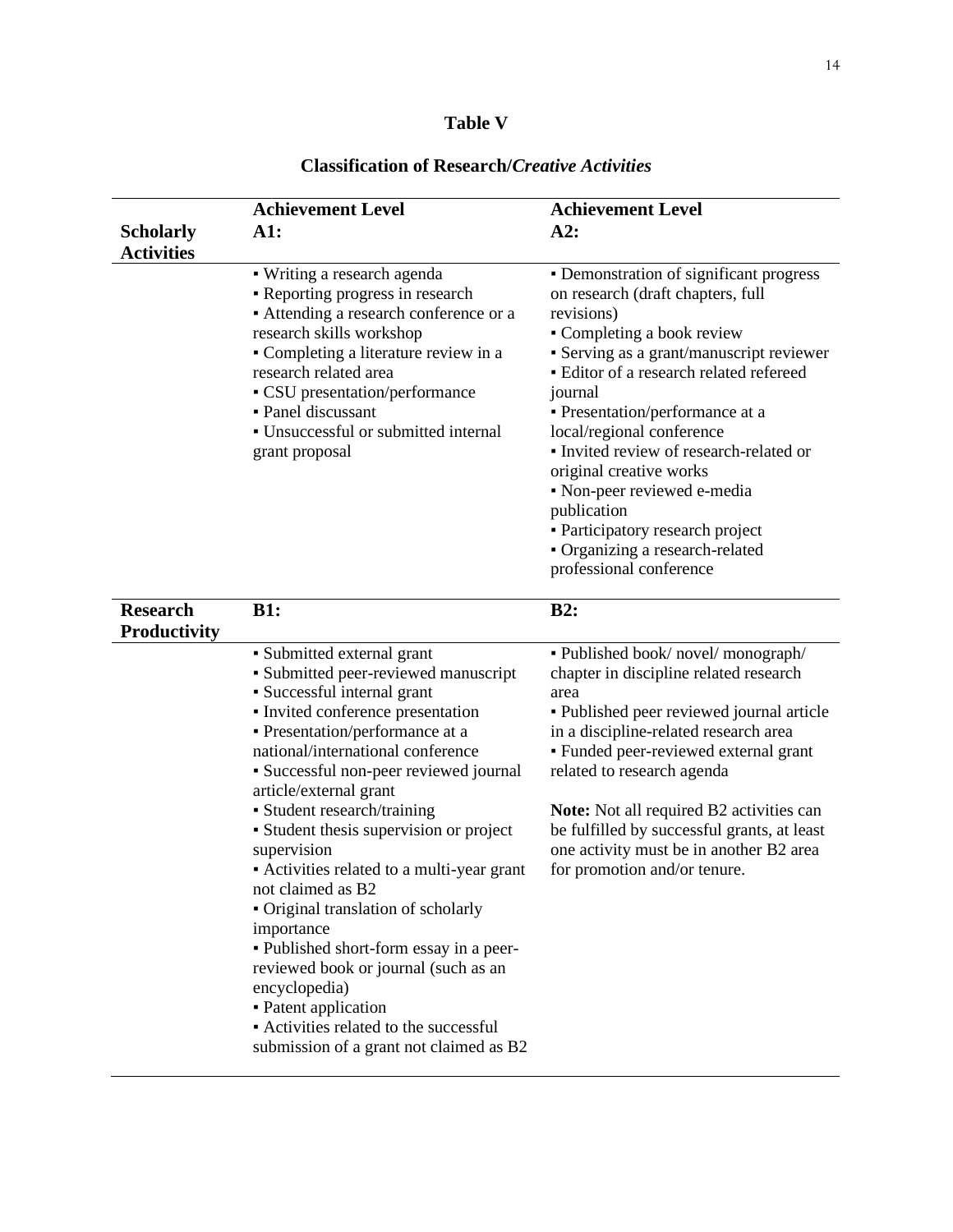**Table V**

**Classification of Research/*Creative Activities***

| **Scholarly Activities** | **Achievement Level A1:** | **Achievement Level A2:** |
|---|---|---|
| | ▪ Writing a research agenda<br>▪ Reporting progress in research<br>▪ Attending a research conference or a research skills workshop<br>▪ Completing a literature review in a research related area<br>▪ CSU presentation/performance<br>▪ Panel discussant<br>▪ Unsuccessful or submitted internal grant proposal | ▪ Demonstration of significant progress on research (draft chapters, full revisions)<br>▪ Completing a book review<br>▪ Serving as a grant/manuscript reviewer<br>▪ Editor of a research related refereed journal<br>▪ Presentation/performance at a local/regional conference<br>▪ Invited review of research-related or original creative works<br>▪ Non-peer reviewed e-media publication<br>▪ Participatory research project<br>▪ Organizing a research-related professional conference |
| **Research Productivity** | **B1:** | **B2:** |
| | ▪ Submitted external grant<br>▪ Submitted peer-reviewed manuscript<br>▪ Successful internal grant<br>▪ Invited conference presentation<br>▪ Presentation/performance at a national/international conference<br>▪ Successful non-peer reviewed journal article/external grant<br>▪ Student research/training<br>▪ Student thesis supervision or project supervision<br>▪ Activities related to a multi-year grant not claimed as B2<br>▪ Original translation of scholarly importance<br>▪ Published short-form essay in a peer-reviewed book or journal (such as an encyclopedia)<br>▪ Patent application<br>▪ Activities related to the successful submission of a grant not claimed as B2 | ▪ Published book/ novel/ monograph/ chapter in discipline related research area<br>▪ Published peer reviewed journal article in a discipline-related research area<br>▪ Funded peer-reviewed external grant related to research agenda<br><br>**Note:** Not all required B2 activities can be fulfilled by successful grants, at least one activity must be in another B2 area for promotion and/or tenure. |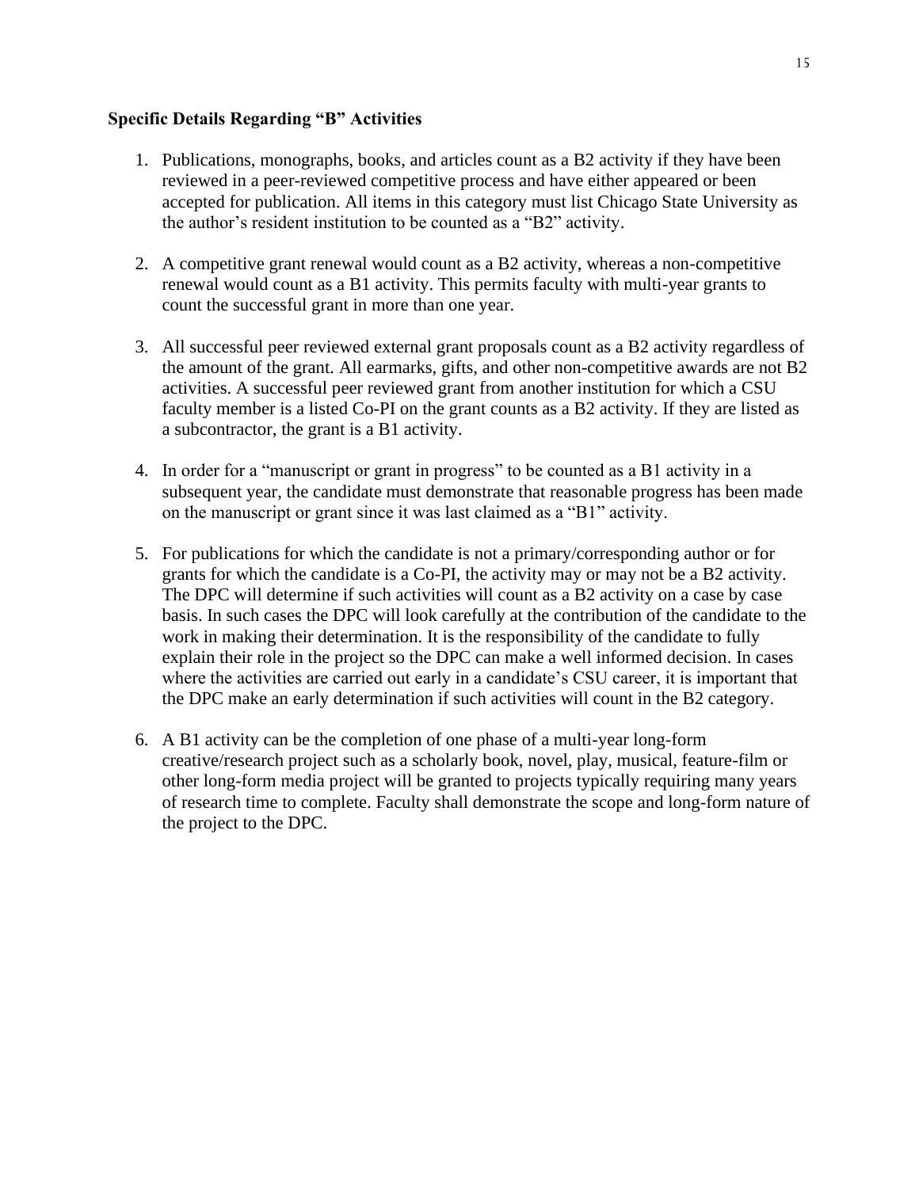**Specific Details Regarding "B" Activities**

1. Publications, monographs, books, and articles count as a B2 activity if they have been reviewed in a peer-reviewed competitive process and have either appeared or been accepted for publication. All items in this category must list Chicago State University as the author's resident institution to be counted as a "B2" activity.

2. A competitive grant renewal would count as a B2 activity, whereas a non-competitive renewal would count as a B1 activity. This permits faculty with multi-year grants to count the successful grant in more than one year.

3. All successful peer reviewed external grant proposals count as a B2 activity regardless of the amount of the grant. All earmarks, gifts, and other non-competitive awards are not B2 activities. A successful peer reviewed grant from another institution for which a CSU faculty member is a listed Co-PI on the grant counts as a B2 activity. If they are listed as a subcontractor, the grant is a B1 activity.

4. In order for a "manuscript or grant in progress" to be counted as a B1 activity in a subsequent year, the candidate must demonstrate that reasonable progress has been made on the manuscript or grant since it was last claimed as a "B1" activity.

5. For publications for which the candidate is not a primary/corresponding author or for grants for which the candidate is a Co-PI, the activity may or may not be a B2 activity. The DPC will determine if such activities will count as a B2 activity on a case by case basis. In such cases the DPC will look carefully at the contribution of the candidate to the work in making their determination. It is the responsibility of the candidate to fully explain their role in the project so the DPC can make a well informed decision. In cases where the activities are carried out early in a candidate's CSU career, it is important that the DPC make an early determination if such activities will count in the B2 category.

6. A B1 activity can be the completion of one phase of a multi-year long-form creative/research project such as a scholarly book, novel, play, musical, feature-film or other long-form media project will be granted to projects typically requiring many years of research time to complete. Faculty shall demonstrate the scope and long-form nature of the project to the DPC.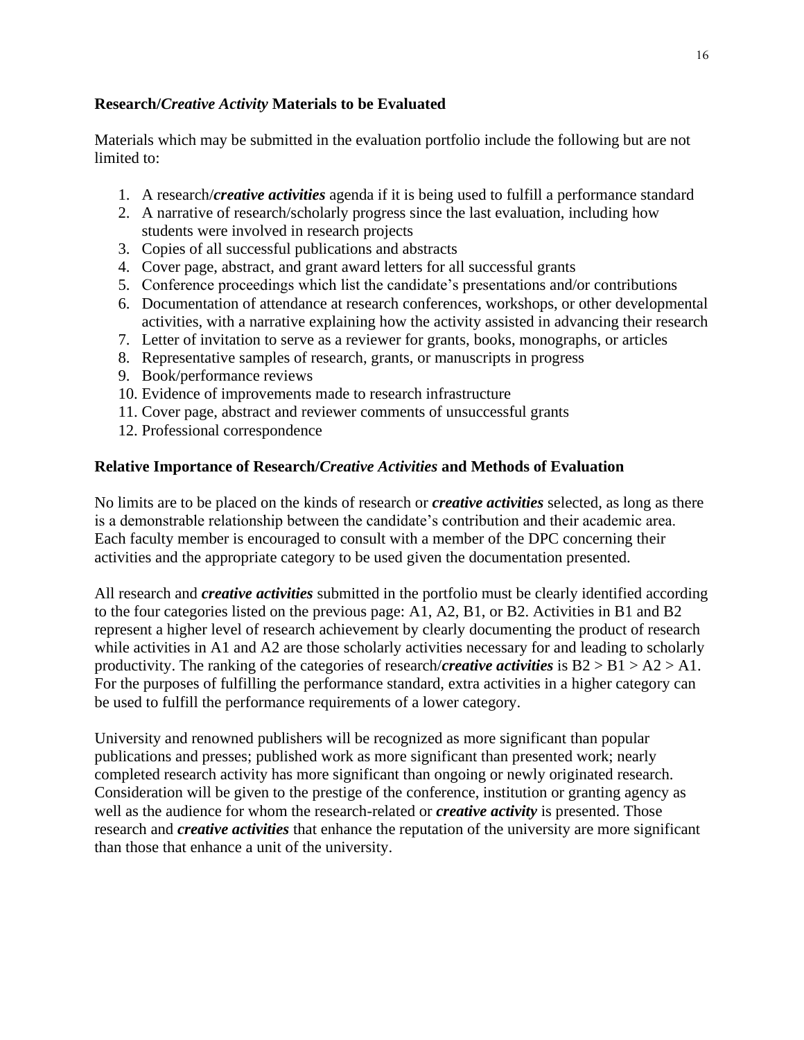**Research/*Creative Activity* Materials to be Evaluated**

Materials which may be submitted in the evaluation portfolio include the following but are not limited to:

1. A research/***creative activities*** agenda if it is being used to fulfill a performance standard
2. A narrative of research/scholarly progress since the last evaluation, including how students were involved in research projects
3. Copies of all successful publications and abstracts
4. Cover page, abstract, and grant award letters for all successful grants
5. Conference proceedings which list the candidate's presentations and/or contributions
6. Documentation of attendance at research conferences, workshops, or other developmental activities, with a narrative explaining how the activity assisted in advancing their research
7. Letter of invitation to serve as a reviewer for grants, books, monographs, or articles
8. Representative samples of research, grants, or manuscripts in progress
9. Book/performance reviews
10. Evidence of improvements made to research infrastructure
11. Cover page, abstract and reviewer comments of unsuccessful grants
12. Professional correspondence

**Relative Importance of Research/*Creative Activities* and Methods of Evaluation**

No limits are to be placed on the kinds of research or ***creative activities*** selected, as long as there is a demonstrable relationship between the candidate's contribution and their academic area. Each faculty member is encouraged to consult with a member of the DPC concerning their activities and the appropriate category to be used given the documentation presented.

All research and ***creative activities*** submitted in the portfolio must be clearly identified according to the four categories listed on the previous page: A1, A2, B1, or B2. Activities in B1 and B2 represent a higher level of research achievement by clearly documenting the product of research while activities in A1 and A2 are those scholarly activities necessary for and leading to scholarly productivity. The ranking of the categories of research/***creative activities*** is B2 > B1 > A2 > A1. For the purposes of fulfilling the performance standard, extra activities in a higher category can be used to fulfill the performance requirements of a lower category.

University and renowned publishers will be recognized as more significant than popular publications and presses; published work as more significant than presented work; nearly completed research activity has more significant than ongoing or newly originated research. Consideration will be given to the prestige of the conference, institution or granting agency as well as the audience for whom the research-related or ***creative activity*** is presented. Those research and ***creative activities*** that enhance the reputation of the university are more significant than those that enhance a unit of the university.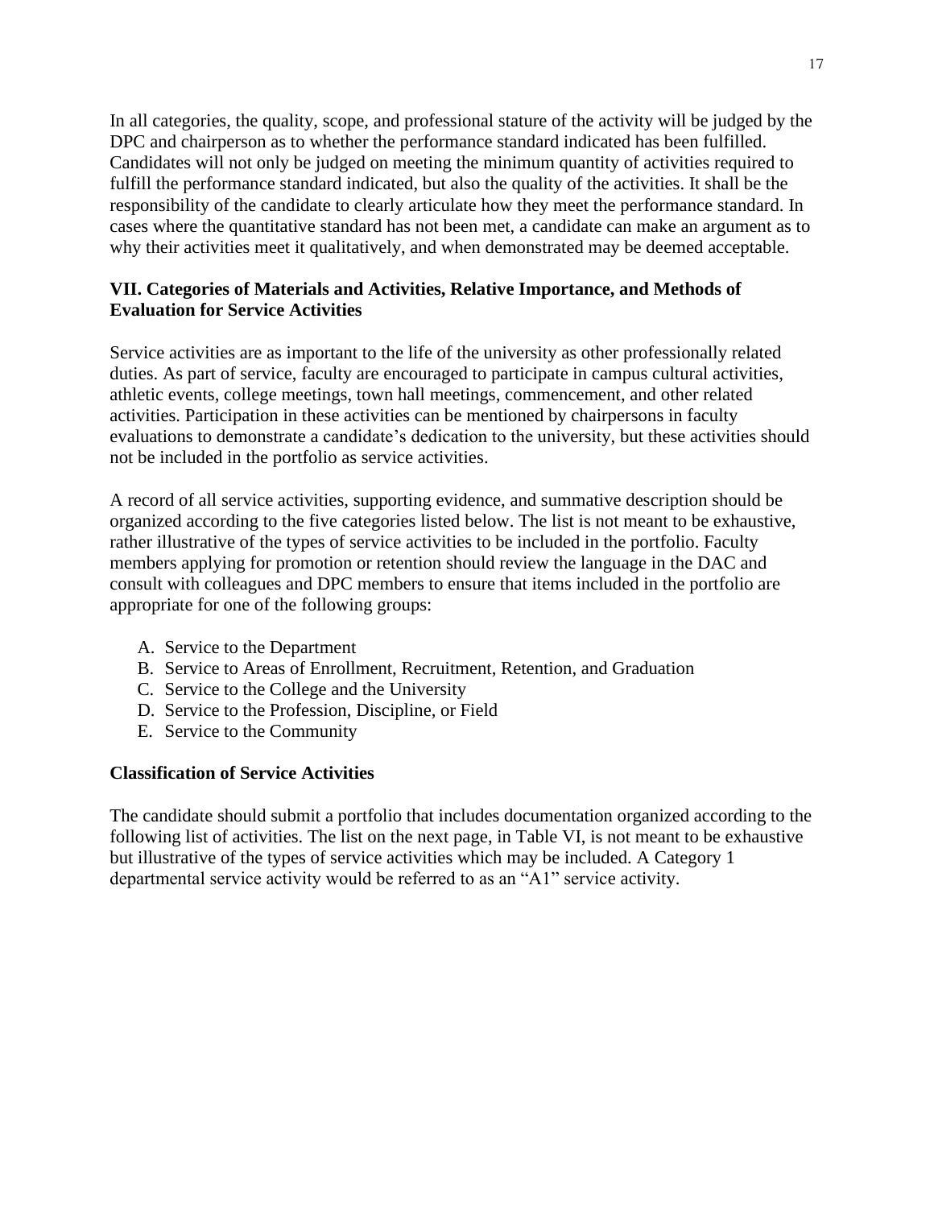In all categories, the quality, scope, and professional stature of the activity will be judged by the DPC and chairperson as to whether the performance standard indicated has been fulfilled. Candidates will not only be judged on meeting the minimum quantity of activities required to fulfill the performance standard indicated, but also the quality of the activities. It shall be the responsibility of the candidate to clearly articulate how they meet the performance standard. In cases where the quantitative standard has not been met, a candidate can make an argument as to why their activities meet it qualitatively, and when demonstrated may be deemed acceptable.

## VII. Categories of Materials and Activities, Relative Importance, and Methods of Evaluation for Service Activities

Service activities are as important to the life of the university as other professionally related duties. As part of service, faculty are encouraged to participate in campus cultural activities, athletic events, college meetings, town hall meetings, commencement, and other related activities. Participation in these activities can be mentioned by chairpersons in faculty evaluations to demonstrate a candidate's dedication to the university, but these activities should not be included in the portfolio as service activities.

A record of all service activities, supporting evidence, and summative description should be organized according to the five categories listed below. The list is not meant to be exhaustive, rather illustrative of the types of service activities to be included in the portfolio. Faculty members applying for promotion or retention should review the language in the DAC and consult with colleagues and DPC members to ensure that items included in the portfolio are appropriate for one of the following groups:

A. Service to the Department
B. Service to Areas of Enrollment, Recruitment, Retention, and Graduation
C. Service to the College and the University
D. Service to the Profession, Discipline, or Field
E. Service to the Community

### Classification of Service Activities

The candidate should submit a portfolio that includes documentation organized according to the following list of activities. The list on the next page, in Table VI, is not meant to be exhaustive but illustrative of the types of service activities which may be included. A Category 1 departmental service activity would be referred to as an "A1" service activity.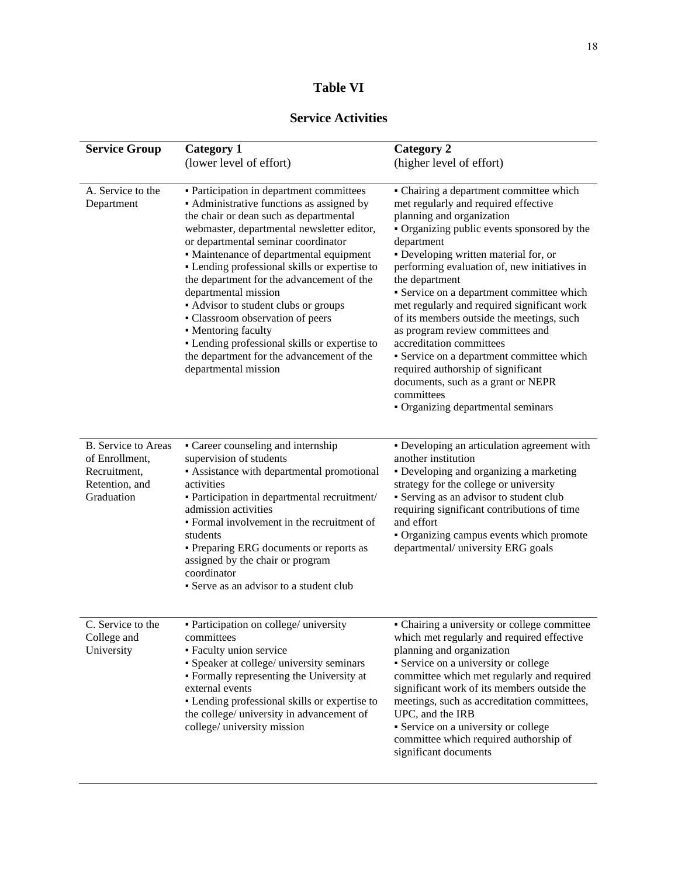**Table VI**

**Service Activities**

| **Service Group** | **Category 1** (lower level of effort) | **Category 2** (higher level of effort) |
|---|---|---|
| A. Service to the Department | ▪ Participation in department committees<br>▪ Administrative functions as assigned by the chair or dean such as departmental webmaster, departmental newsletter editor, or departmental seminar coordinator<br>▪ Maintenance of departmental equipment<br>▪ Lending professional skills or expertise to the department for the advancement of the departmental mission<br>▪ Advisor to student clubs or groups<br>▪ Classroom observation of peers<br>▪ Mentoring faculty<br>▪ Lending professional skills or expertise to the department for the advancement of the departmental mission | ▪ Chairing a department committee which met regularly and required effective planning and organization<br>▪ Organizing public events sponsored by the department<br>▪ Developing written material for, or performing evaluation of, new initiatives in the department<br>▪ Service on a department committee which met regularly and required significant work of its members outside the meetings, such as program review committees and accreditation committees<br>▪ Service on a department committee which required authorship of significant documents, such as a grant or NEPR committees<br>▪ Organizing departmental seminars |
| B. Service to Areas of Enrollment, Recruitment, Retention, and Graduation | ▪ Career counseling and internship supervision of students<br>▪ Assistance with departmental promotional activities<br>▪ Participation in departmental recruitment/ admission activities<br>▪ Formal involvement in the recruitment of students<br>▪ Preparing ERG documents or reports as assigned by the chair or program coordinator<br>▪ Serve as an advisor to a student club | ▪ Developing an articulation agreement with another institution<br>▪ Developing and organizing a marketing strategy for the college or university<br>▪ Serving as an advisor to student club requiring significant contributions of time and effort<br>▪ Organizing campus events which promote departmental/ university ERG goals |
| C. Service to the College and University | ▪ Participation on college/ university committees<br>▪ Faculty union service<br>▪ Speaker at college/ university seminars<br>▪ Formally representing the University at external events<br>▪ Lending professional skills or expertise to the college/ university in advancement of college/ university mission | ▪ Chairing a university or college committee which met regularly and required effective planning and organization<br>▪ Service on a university or college committee which met regularly and required significant work of its members outside the meetings, such as accreditation committees, UPC, and the IRB<br>▪ Service on a university or college committee which required authorship of significant documents |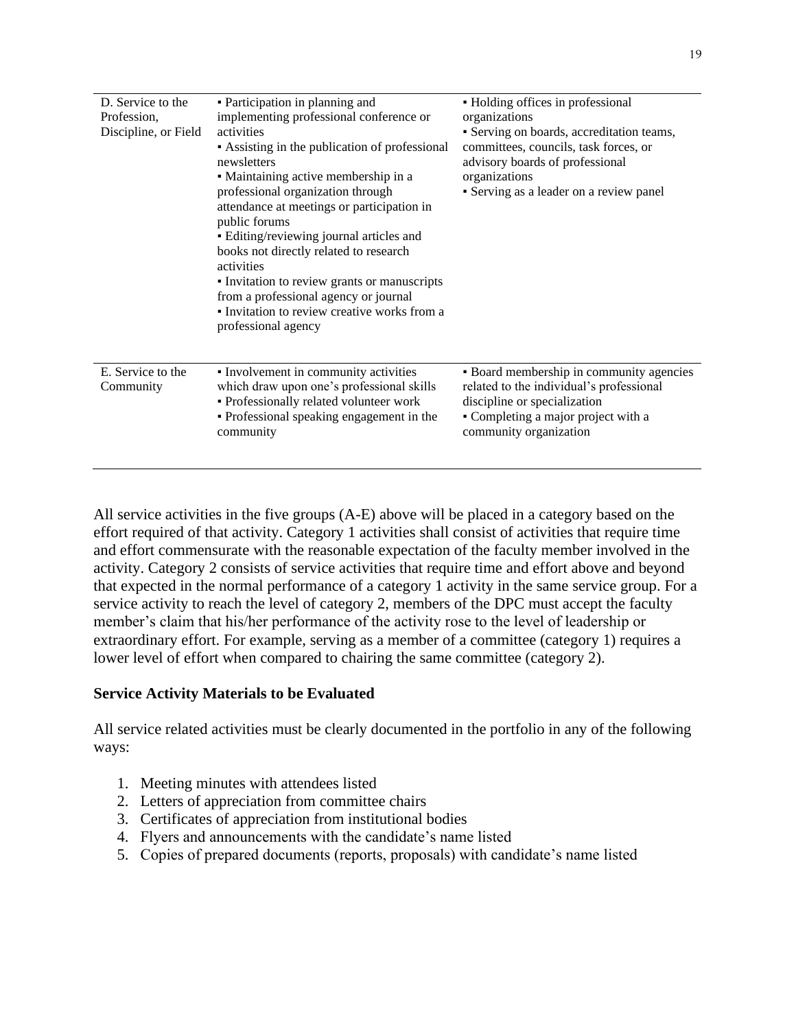| | | |
|---|---|---|
| D. Service to the Profession, Discipline, or Field | ▪ Participation in planning and implementing professional conference or activities<br>▪ Assisting in the publication of professional newsletters<br>▪ Maintaining active membership in a professional organization through attendance at meetings or participation in public forums<br>▪ Editing/reviewing journal articles and books not directly related to research activities<br>▪ Invitation to review grants or manuscripts from a professional agency or journal<br>▪ Invitation to review creative works from a professional agency | ▪ Holding offices in professional organizations<br>▪ Serving on boards, accreditation teams, committees, councils, task forces, or advisory boards of professional organizations<br>▪ Serving as a leader on a review panel |
| E. Service to the Community | ▪ Involvement in community activities which draw upon one's professional skills<br>▪ Professionally related volunteer work<br>▪ Professional speaking engagement in the community | ▪ Board membership in community agencies related to the individual's professional discipline or specialization<br>▪ Completing a major project with a community organization |

All service activities in the five groups (A-E) above will be placed in a category based on the effort required of that activity. Category 1 activities shall consist of activities that require time and effort commensurate with the reasonable expectation of the faculty member involved in the activity. Category 2 consists of service activities that require time and effort above and beyond that expected in the normal performance of a category 1 activity in the same service group. For a service activity to reach the level of category 2, members of the DPC must accept the faculty member's claim that his/her performance of the activity rose to the level of leadership or extraordinary effort. For example, serving as a member of a committee (category 1) requires a lower level of effort when compared to chairing the same committee (category 2).

**Service Activity Materials to be Evaluated**

All service related activities must be clearly documented in the portfolio in any of the following ways:

1. Meeting minutes with attendees listed
2. Letters of appreciation from committee chairs
3. Certificates of appreciation from institutional bodies
4. Flyers and announcements with the candidate's name listed
5. Copies of prepared documents (reports, proposals) with candidate's name listed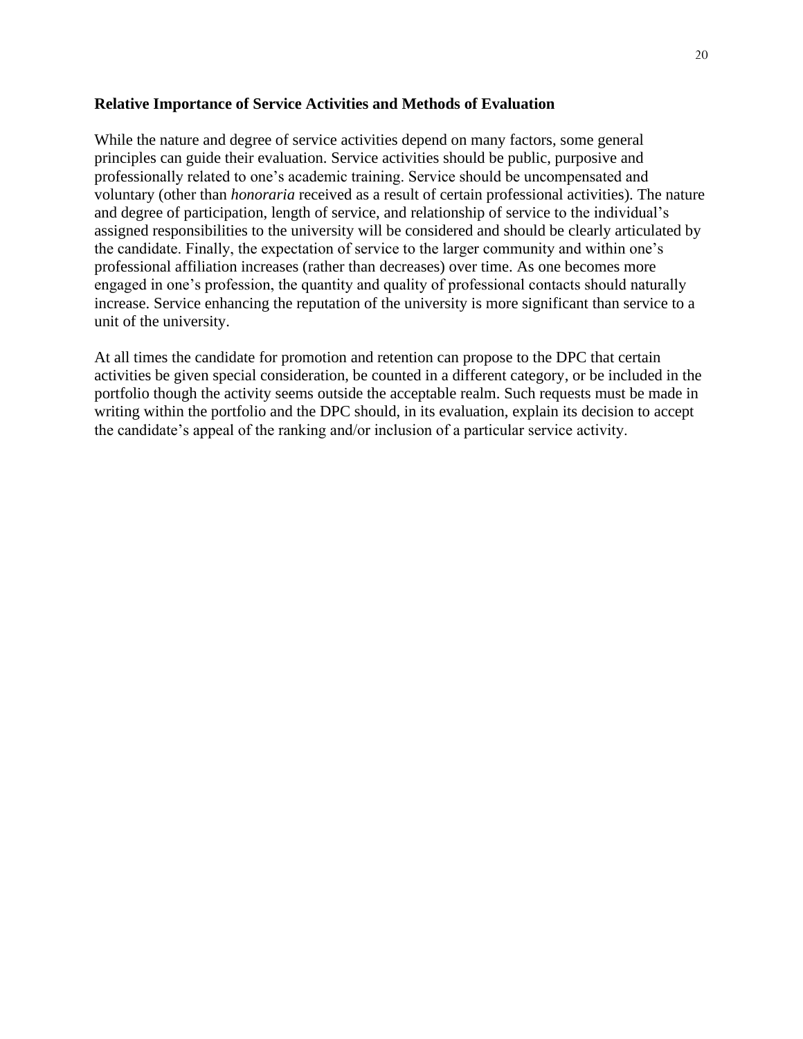**Relative Importance of Service Activities and Methods of Evaluation**

While the nature and degree of service activities depend on many factors, some general principles can guide their evaluation. Service activities should be public, purposive and professionally related to one's academic training. Service should be uncompensated and voluntary (other than *honoraria* received as a result of certain professional activities). The nature and degree of participation, length of service, and relationship of service to the individual's assigned responsibilities to the university will be considered and should be clearly articulated by the candidate. Finally, the expectation of service to the larger community and within one's professional affiliation increases (rather than decreases) over time. As one becomes more engaged in one's profession, the quantity and quality of professional contacts should naturally increase. Service enhancing the reputation of the university is more significant than service to a unit of the university.

At all times the candidate for promotion and retention can propose to the DPC that certain activities be given special consideration, be counted in a different category, or be included in the portfolio though the activity seems outside the acceptable realm. Such requests must be made in writing within the portfolio and the DPC should, in its evaluation, explain its decision to accept the candidate's appeal of the ranking and/or inclusion of a particular service activity.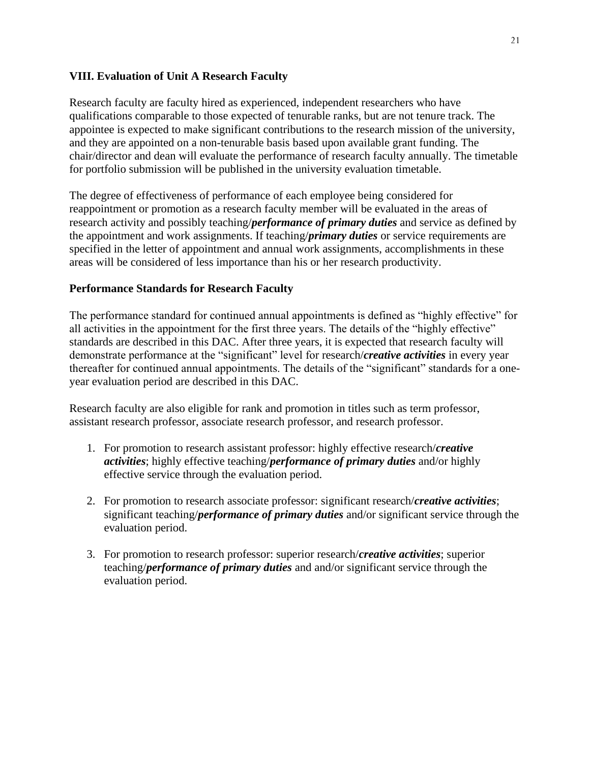### VIII. Evaluation of Unit A Research Faculty

Research faculty are faculty hired as experienced, independent researchers who have qualifications comparable to those expected of tenurable ranks, but are not tenure track. The appointee is expected to make significant contributions to the research mission of the university, and they are appointed on a non-tenurable basis based upon available grant funding. The chair/director and dean will evaluate the performance of research faculty annually. The timetable for portfolio submission will be published in the university evaluation timetable.

The degree of effectiveness of performance of each employee being considered for reappointment or promotion as a research faculty member will be evaluated in the areas of research activity and possibly teaching/***performance of primary duties*** and service as defined by the appointment and work assignments. If teaching/***primary duties*** or service requirements are specified in the letter of appointment and annual work assignments, accomplishments in these areas will be considered of less importance than his or her research productivity.

#### Performance Standards for Research Faculty

The performance standard for continued annual appointments is defined as "highly effective" for all activities in the appointment for the first three years. The details of the "highly effective" standards are described in this DAC. After three years, it is expected that research faculty will demonstrate performance at the "significant" level for research/***creative activities*** in every year thereafter for continued annual appointments. The details of the "significant" standards for a one-year evaluation period are described in this DAC.

Research faculty are also eligible for rank and promotion in titles such as term professor, assistant research professor, associate research professor, and research professor.

1. For promotion to research assistant professor: highly effective research/***creative activities***; highly effective teaching/***performance of primary duties*** and/or highly effective service through the evaluation period.

2. For promotion to research associate professor: significant research/***creative activities***; significant teaching/***performance of primary duties*** and/or significant service through the evaluation period.

3. For promotion to research professor: superior research/***creative activities***; superior teaching/***performance of primary duties*** and and/or significant service through the evaluation period.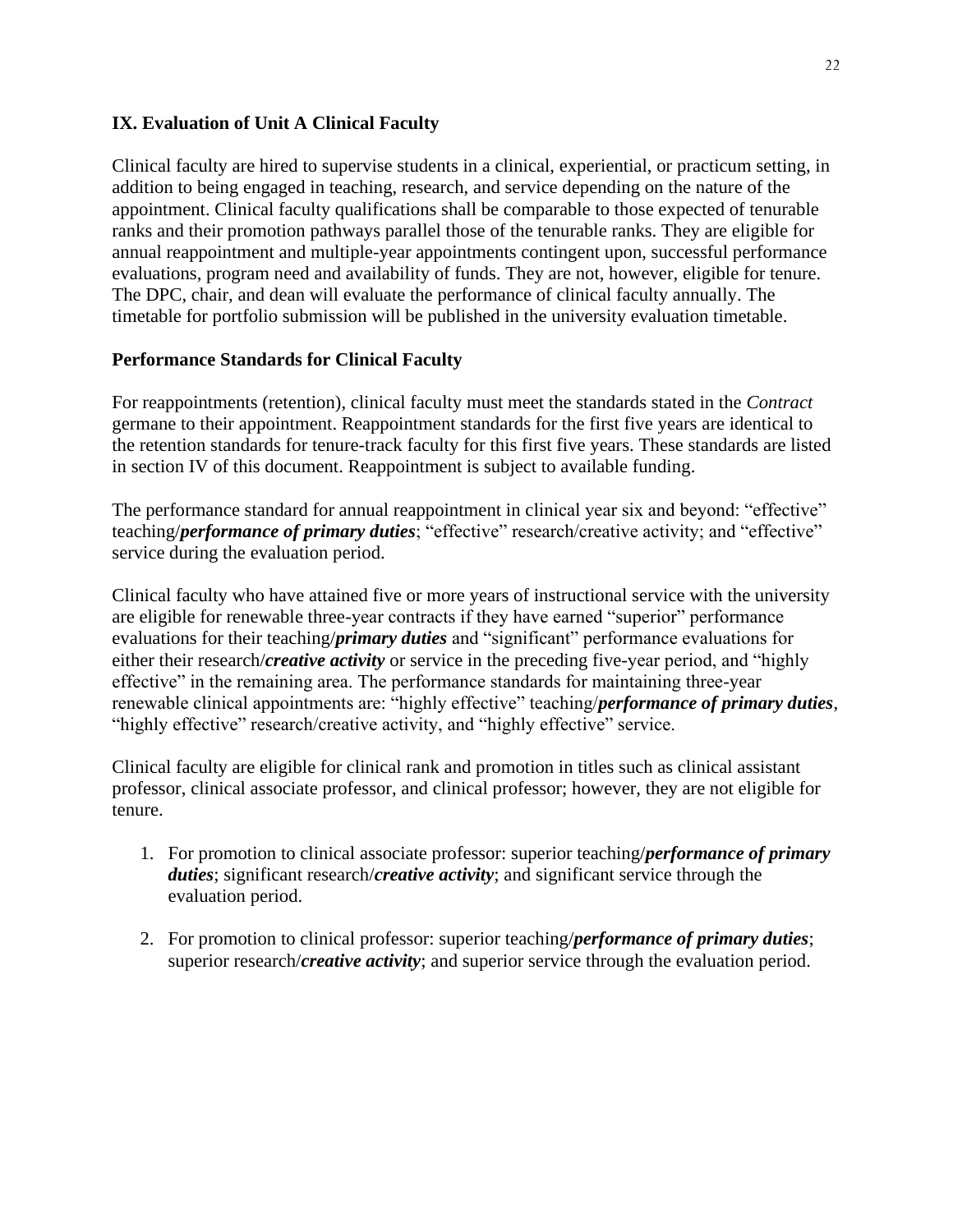## IX. Evaluation of Unit A Clinical Faculty

Clinical faculty are hired to supervise students in a clinical, experiential, or practicum setting, in addition to being engaged in teaching, research, and service depending on the nature of the appointment. Clinical faculty qualifications shall be comparable to those expected of tenurable ranks and their promotion pathways parallel those of the tenurable ranks. They are eligible for annual reappointment and multiple-year appointments contingent upon, successful performance evaluations, program need and availability of funds. They are not, however, eligible for tenure. The DPC, chair, and dean will evaluate the performance of clinical faculty annually. The timetable for portfolio submission will be published in the university evaluation timetable.

### Performance Standards for Clinical Faculty

For reappointments (retention), clinical faculty must meet the standards stated in the *Contract* germane to their appointment. Reappointment standards for the first five years are identical to the retention standards for tenure-track faculty for this first five years. These standards are listed in section IV of this document. Reappointment is subject to available funding.

The performance standard for annual reappointment in clinical year six and beyond: "effective" teaching/***performance of primary duties***; "effective" research/creative activity; and "effective" service during the evaluation period.

Clinical faculty who have attained five or more years of instructional service with the university are eligible for renewable three-year contracts if they have earned "superior" performance evaluations for their teaching/***primary duties*** and "significant" performance evaluations for either their research/***creative activity*** or service in the preceding five-year period, and "highly effective" in the remaining area. The performance standards for maintaining three-year renewable clinical appointments are: "highly effective" teaching/***performance of primary duties***, "highly effective" research/creative activity, and "highly effective" service.

Clinical faculty are eligible for clinical rank and promotion in titles such as clinical assistant professor, clinical associate professor, and clinical professor; however, they are not eligible for tenure.

1. For promotion to clinical associate professor: superior teaching/***performance of primary duties***; significant research/***creative activity***; and significant service through the evaluation period.

2. For promotion to clinical professor: superior teaching/***performance of primary duties***; superior research/***creative activity***; and superior service through the evaluation period.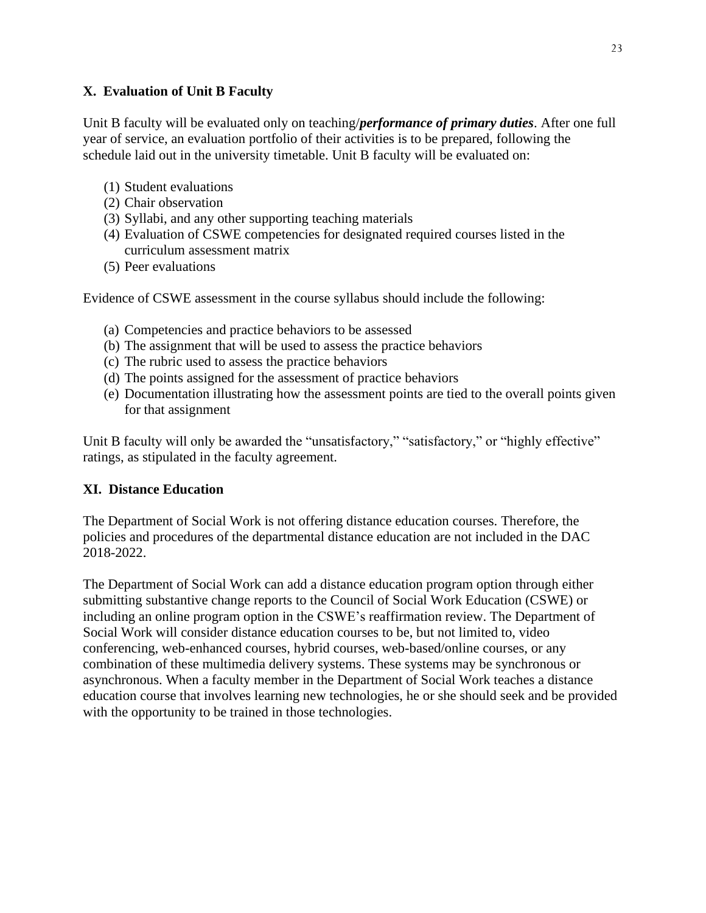## X. Evaluation of Unit B Faculty

Unit B faculty will be evaluated only on teaching/***performance of primary duties***. After one full year of service, an evaluation portfolio of their activities is to be prepared, following the schedule laid out in the university timetable. Unit B faculty will be evaluated on:

(1) Student evaluations
(2) Chair observation
(3) Syllabi, and any other supporting teaching materials
(4) Evaluation of CSWE competencies for designated required courses listed in the curriculum assessment matrix
(5) Peer evaluations

Evidence of CSWE assessment in the course syllabus should include the following:

(a) Competencies and practice behaviors to be assessed
(b) The assignment that will be used to assess the practice behaviors
(c) The rubric used to assess the practice behaviors
(d) The points assigned for the assessment of practice behaviors
(e) Documentation illustrating how the assessment points are tied to the overall points given for that assignment

Unit B faculty will only be awarded the "unsatisfactory," "satisfactory," or "highly effective" ratings, as stipulated in the faculty agreement.

## XI. Distance Education

The Department of Social Work is not offering distance education courses. Therefore, the policies and procedures of the departmental distance education are not included in the DAC 2018-2022.

The Department of Social Work can add a distance education program option through either submitting substantive change reports to the Council of Social Work Education (CSWE) or including an online program option in the CSWE's reaffirmation review. The Department of Social Work will consider distance education courses to be, but not limited to, video conferencing, web-enhanced courses, hybrid courses, web-based/online courses, or any combination of these multimedia delivery systems. These systems may be synchronous or asynchronous. When a faculty member in the Department of Social Work teaches a distance education course that involves learning new technologies, he or she should seek and be provided with the opportunity to be trained in those technologies.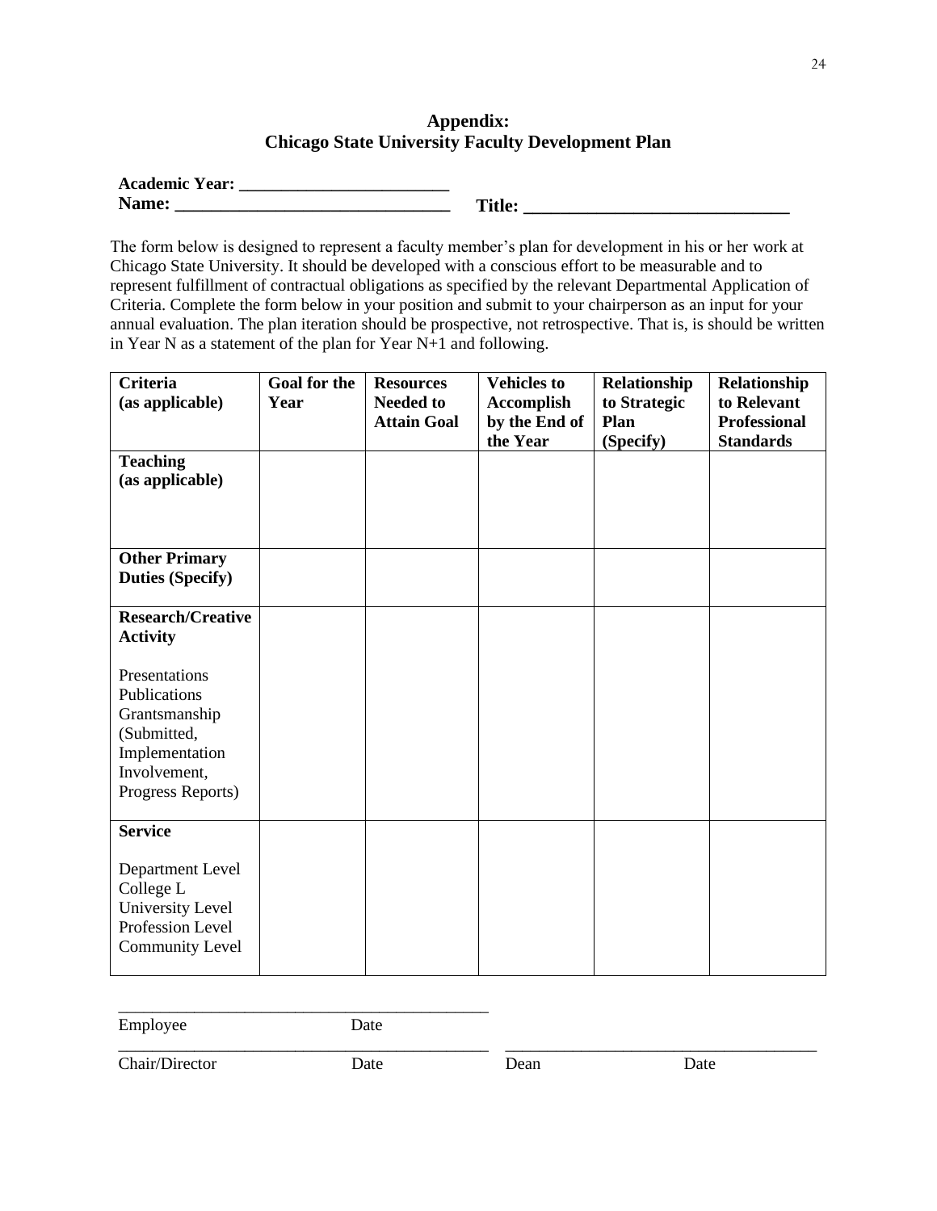## Appendix:
## Chicago State University Faculty Development Plan

**Academic Year: ________________________**
**Name: _______________________________ Title: ____________________________**

The form below is designed to represent a faculty member's plan for development in his or her work at Chicago State University. It should be developed with a conscious effort to be measurable and to represent fulfillment of contractual obligations as specified by the relevant Departmental Application of Criteria. Complete the form below in your position and submit to your chairperson as an input for your annual evaluation. The plan iteration should be prospective, not retrospective. That is, is should be written in Year N as a statement of the plan for Year N+1 and following.

| **Criteria (as applicable)** | **Goal for the Year** | **Resources Needed to Attain Goal** | **Vehicles to Accomplish by the End of the Year** | **Relationship to Strategic Plan (Specify)** | **Relationship to Relevant Professional Standards** |
|---|---|---|---|---|---|
| **Teaching (as applicable)** | | | | | |
| **Other Primary Duties (Specify)** | | | | | |
| **Research/Creative Activity**<br><br>Presentations<br>Publications<br>Grantsmanship (Submitted, Implementation Involvement, Progress Reports) | | | | | |
| **Service**<br><br>Department Level<br>College L<br>University Level<br>Profession Level<br>Community Level | | | | | |

_____________________________________________
Employee Date

_____________________________________________ _____________________________________
Chair/Director Date Dean Date